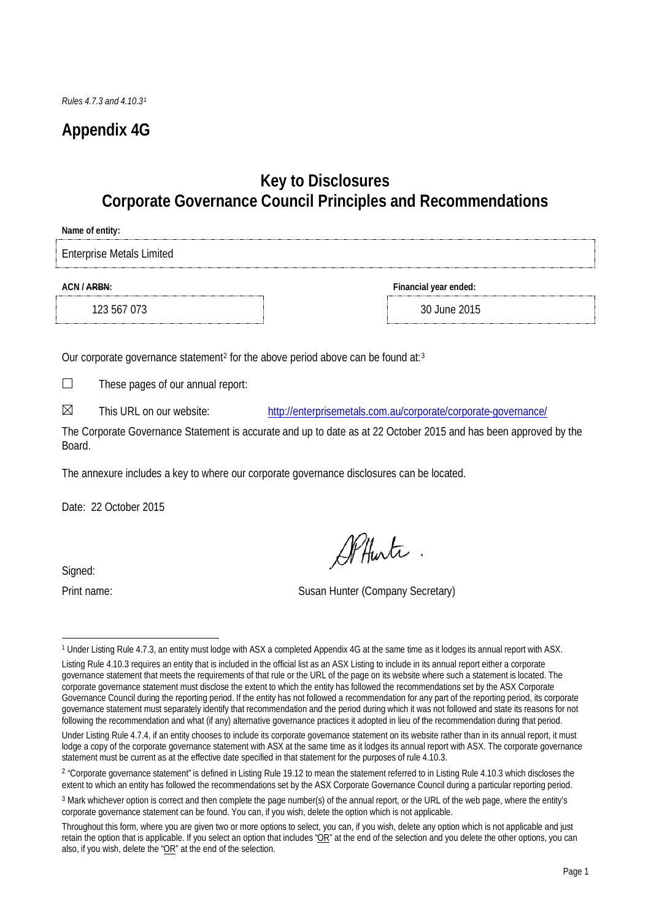*Rules 4.7.3 and 4.10.3*[1]

# Appendix 4G

## Key to Disclosures
## Corporate Governance Council Principles and Recommendations

**Name of entity:**

Enterprise Metals Limited

| **ACN / ~~ARBN~~:** | **Financial year ended:** |
|---|---|
| 123 567 073 | 30 June 2015 |

Our corporate governance statement[2] for the above period above can be found at:[3]

☐ These pages of our annual report:

☒ This URL on our website: http://enterprisemetals.com.au/corporate/corporate-governance/

The Corporate Governance Statement is accurate and up to date as at 22 October 2015 and has been approved by the Board.

The annexure includes a key to where our corporate governance disclosures can be located.

Date: 22 October 2015

Signed:

Print name: Susan Hunter (Company Secretary)

---

[1] Under Listing Rule 4.7.3, an entity must lodge with ASX a completed Appendix 4G at the same time as it lodges its annual report with ASX.

Listing Rule 4.10.3 requires an entity that is included in the official list as an ASX Listing to include in its annual report either a corporate governance statement that meets the requirements of that rule or the URL of the page on its website where such a statement is located. The corporate governance statement must disclose the extent to which the entity has followed the recommendations set by the ASX Corporate Governance Council during the reporting period. If the entity has not followed a recommendation for any part of the reporting period, its corporate governance statement must separately identify that recommendation and the period during which it was not followed and state its reasons for not following the recommendation and what (if any) alternative governance practices it adopted in lieu of the recommendation during that period.

Under Listing Rule 4.7.4, if an entity chooses to include its corporate governance statement on its website rather than in its annual report, it must lodge a copy of the corporate governance statement with ASX at the same time as it lodges its annual report with ASX. The corporate governance statement must be current as at the effective date specified in that statement for the purposes of rule 4.10.3.

[2] "Corporate governance statement" is defined in Listing Rule 19.12 to mean the statement referred to in Listing Rule 4.10.3 which discloses the extent to which an entity has followed the recommendations set by the ASX Corporate Governance Council during a particular reporting period.

[3] Mark whichever option is correct and then complete the page number(s) of the annual report, or the URL of the web page, where the entity's corporate governance statement can be found. You can, if you wish, delete the option which is not applicable.

Throughout this form, where you are given two or more options to select, you can, if you wish, delete any option which is not applicable and just retain the option that is applicable. If you select an option that includes "OR" at the end of the selection and you delete the other options, you can also, if you wish, delete the "OR" at the end of the selection.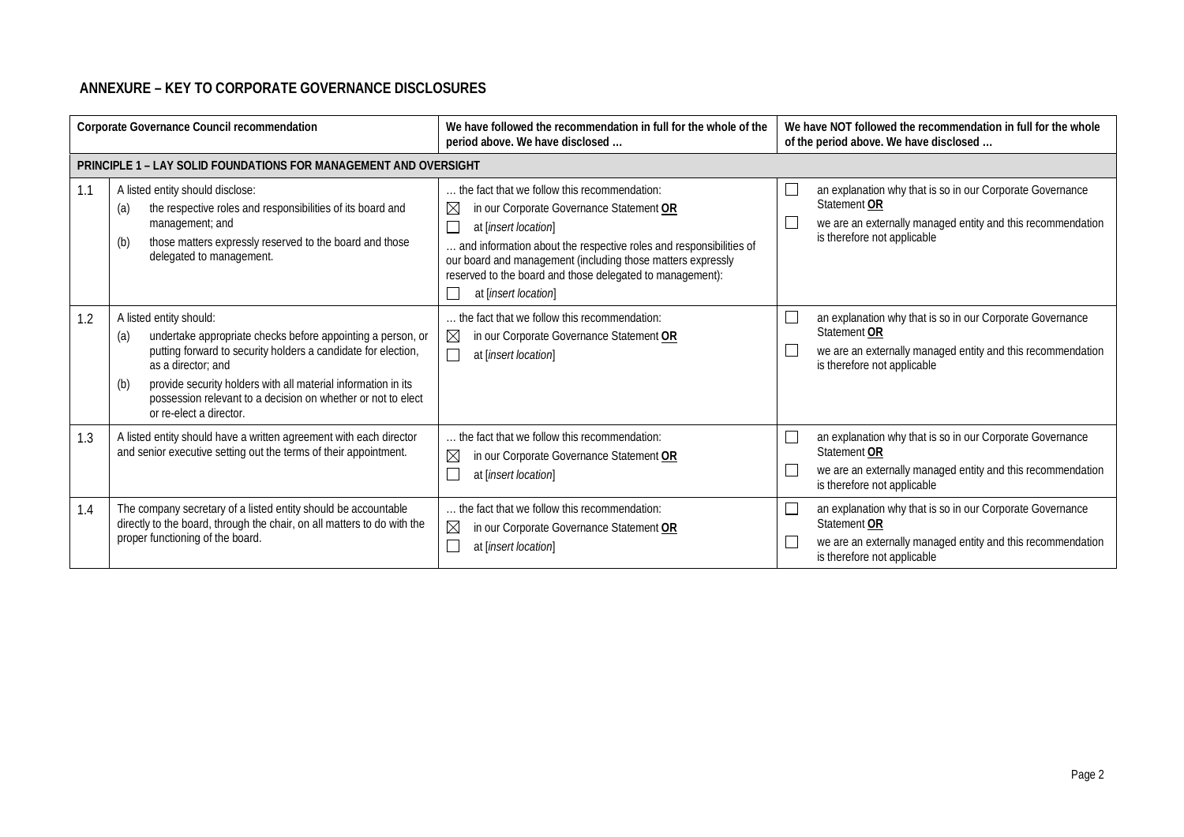## ANNEXURE – KEY TO CORPORATE GOVERNANCE DISCLOSURES

| | Corporate Governance Council recommendation | We have followed the recommendation in full for the whole of the period above. We have disclosed … | We have NOT followed the recommendation in full for the whole of the period above. We have disclosed … |
|---|---|---|---|
| **PRINCIPLE 1 – LAY SOLID FOUNDATIONS FOR MANAGEMENT AND OVERSIGHT** | | | |
| 1.1 | A listed entity should disclose:<br>(a) the respective roles and responsibilities of its board and management; and<br>(b) those matters expressly reserved to the board and those delegated to management. | … the fact that we follow this recommendation:<br>☒ in our Corporate Governance Statement **OR**<br>☐ at [*insert location*]<br>… and information about the respective roles and responsibilities of our board and management (including those matters expressly reserved to the board and those delegated to management):<br>☐ at [*insert location*] | ☐ an explanation why that is so in our Corporate Governance Statement **OR**<br>☐ we are an externally managed entity and this recommendation is therefore not applicable |
| 1.2 | A listed entity should:<br>(a) undertake appropriate checks before appointing a person, or putting forward to security holders a candidate for election, as a director; and<br>(b) provide security holders with all material information in its possession relevant to a decision on whether or not to elect or re-elect a director. | … the fact that we follow this recommendation:<br>☒ in our Corporate Governance Statement **OR**<br>☐ at [*insert location*] | ☐ an explanation why that is so in our Corporate Governance Statement **OR**<br>☐ we are an externally managed entity and this recommendation is therefore not applicable |
| 1.3 | A listed entity should have a written agreement with each director and senior executive setting out the terms of their appointment. | … the fact that we follow this recommendation:<br>☒ in our Corporate Governance Statement **OR**<br>☐ at [*insert location*] | ☐ an explanation why that is so in our Corporate Governance Statement **OR**<br>☐ we are an externally managed entity and this recommendation is therefore not applicable |
| 1.4 | The company secretary of a listed entity should be accountable directly to the board, through the chair, on all matters to do with the proper functioning of the board. | … the fact that we follow this recommendation:<br>☒ in our Corporate Governance Statement **OR**<br>☐ at [*insert location*] | ☐ an explanation why that is so in our Corporate Governance Statement **OR**<br>☐ we are an externally managed entity and this recommendation is therefore not applicable |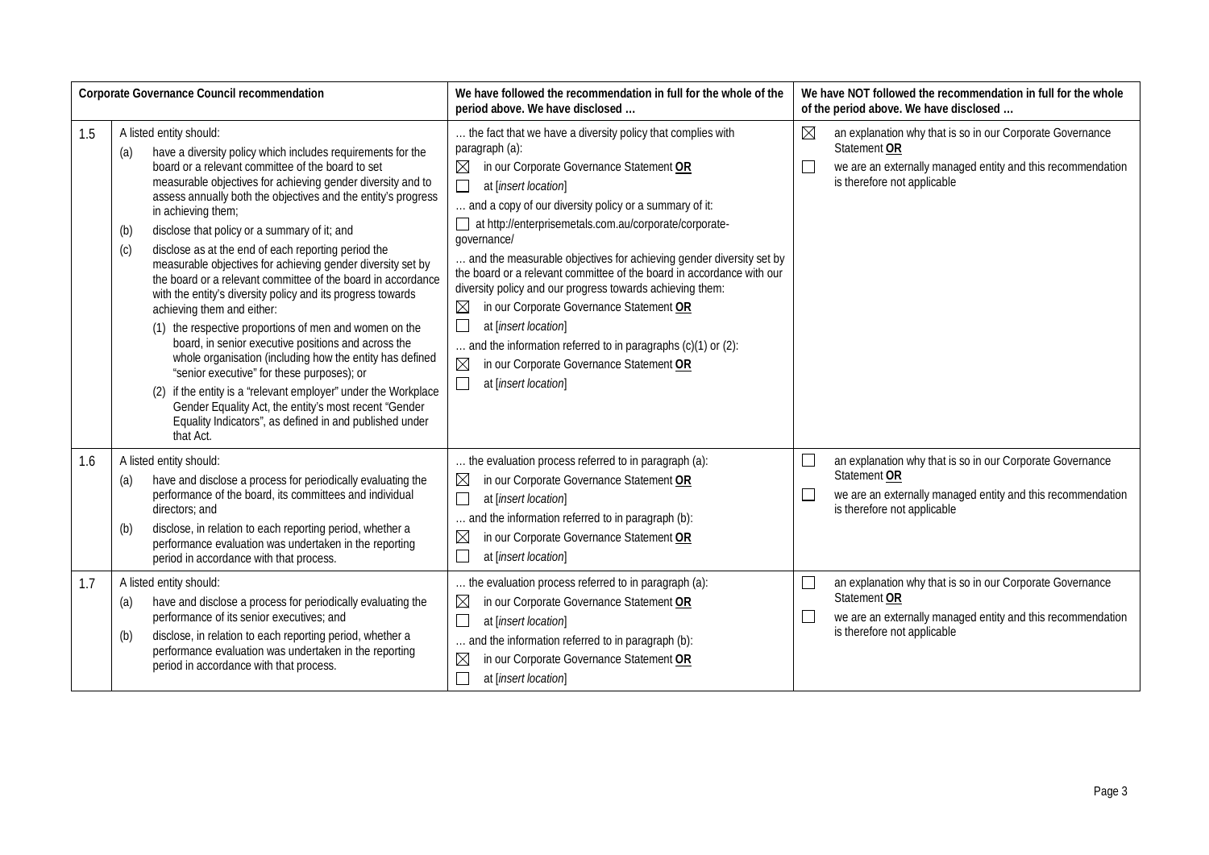| Corporate Governance Council recommendation | | We have followed the recommendation in full for the whole of the period above. We have disclosed … | We have NOT followed the recommendation in full for the whole of the period above. We have disclosed … |
|---|---|---|---|
| 1.5 | A listed entity should:<br>(a) have a diversity policy which includes requirements for the board or a relevant committee of the board to set measurable objectives for achieving gender diversity and to assess annually both the objectives and the entity's progress in achieving them;<br>(b) disclose that policy or a summary of it; and<br>(c) disclose as at the end of each reporting period the measurable objectives for achieving gender diversity set by the board or a relevant committee of the board in accordance with the entity's diversity policy and its progress towards achieving them and either:<br>(1) the respective proportions of men and women on the board, in senior executive positions and across the whole organisation (including how the entity has defined "senior executive" for these purposes); or<br>(2) if the entity is a "relevant employer" under the Workplace Gender Equality Act, the entity's most recent "Gender Equality Indicators", as defined in and published under that Act. | … the fact that we have a diversity policy that complies with paragraph (a):<br>☒ in our Corporate Governance Statement **OR**<br>☐ at [*insert location*]<br>… and a copy of our diversity policy or a summary of it:<br>☐ at http://enterprisemetals.com.au/corporate/corporate-governance/<br>… and the measurable objectives for achieving gender diversity set by the board or a relevant committee of the board in accordance with our diversity policy and our progress towards achieving them:<br>☒ in our Corporate Governance Statement **OR**<br>☐ at [*insert location*]<br>… and the information referred to in paragraphs (c)(1) or (2):<br>☒ in our Corporate Governance Statement **OR**<br>☐ at [*insert location*] | ☒ an explanation why that is so in our Corporate Governance Statement **OR**<br>☐ we are an externally managed entity and this recommendation is therefore not applicable |
| 1.6 | A listed entity should:<br>(a) have and disclose a process for periodically evaluating the performance of the board, its committees and individual directors; and<br>(b) disclose, in relation to each reporting period, whether a performance evaluation was undertaken in the reporting period in accordance with that process. | … the evaluation process referred to in paragraph (a):<br>☒ in our Corporate Governance Statement **OR**<br>☐ at [*insert location*]<br>… and the information referred to in paragraph (b):<br>☒ in our Corporate Governance Statement **OR**<br>☐ at [*insert location*] | ☐ an explanation why that is so in our Corporate Governance Statement **OR**<br>☐ we are an externally managed entity and this recommendation is therefore not applicable |
| 1.7 | A listed entity should:<br>(a) have and disclose a process for periodically evaluating the performance of its senior executives; and<br>(b) disclose, in relation to each reporting period, whether a performance evaluation was undertaken in the reporting period in accordance with that process. | … the evaluation process referred to in paragraph (a):<br>☒ in our Corporate Governance Statement **OR**<br>☐ at [*insert location*]<br>… and the information referred to in paragraph (b):<br>☒ in our Corporate Governance Statement **OR**<br>☐ at [*insert location*] | ☐ an explanation why that is so in our Corporate Governance Statement **OR**<br>☐ we are an externally managed entity and this recommendation is therefore not applicable |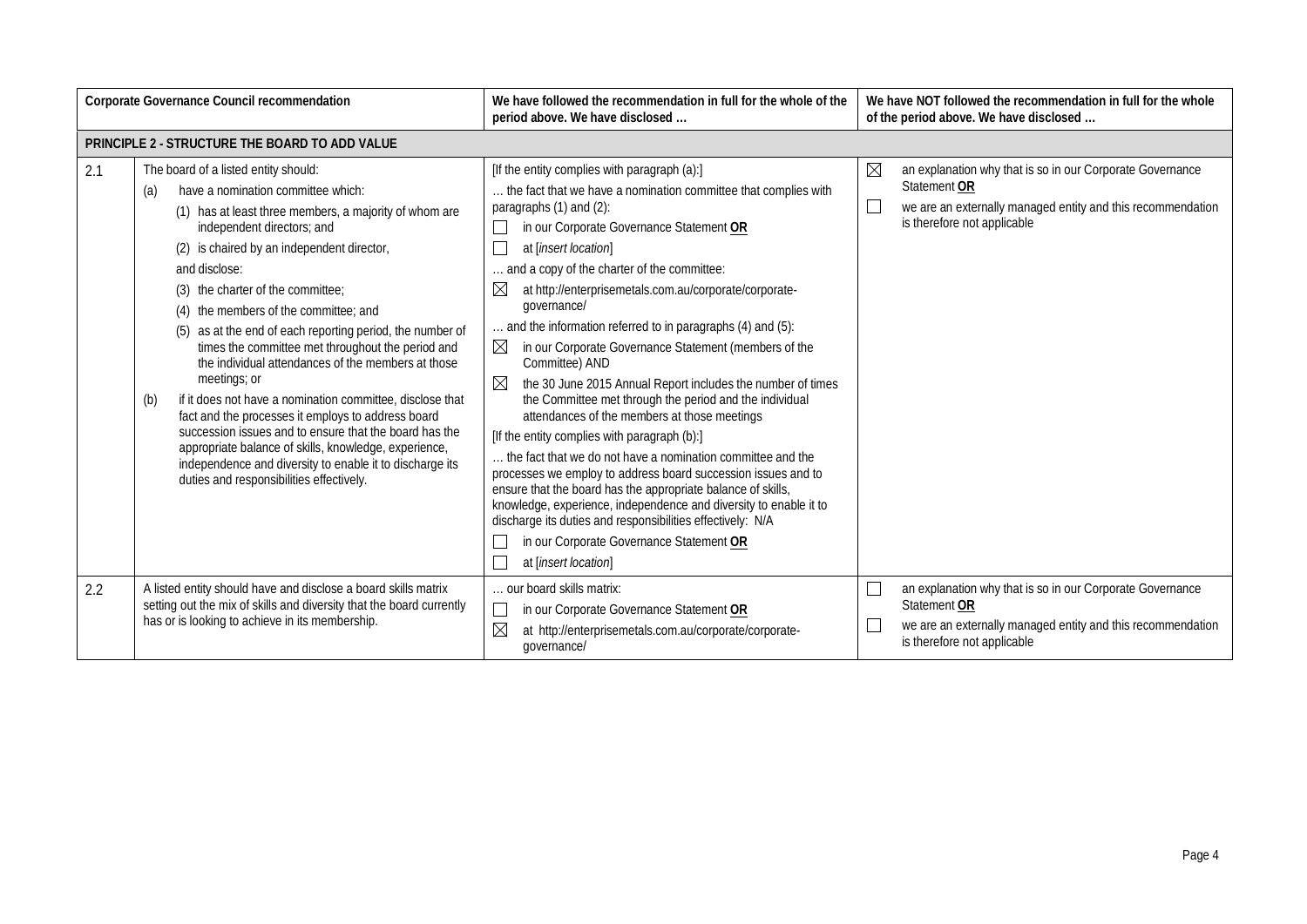| | Corporate Governance Council recommendation | We have followed the recommendation in full for the whole of the period above. We have disclosed … | We have NOT followed the recommendation in full for the whole of the period above. We have disclosed … |
|---|---|---|---|
| **PRINCIPLE 2 - STRUCTURE THE BOARD TO ADD VALUE** | | | |
| 2.1 | The board of a listed entity should:<br>(a) have a nomination committee which:<br>(1) has at least three members, a majority of whom are independent directors; and<br>(2) is chaired by an independent director,<br>and disclose:<br>(3) the charter of the committee;<br>(4) the members of the committee; and<br>(5) as at the end of each reporting period, the number of times the committee met throughout the period and the individual attendances of the members at those meetings; or<br>(b) if it does not have a nomination committee, disclose that fact and the processes it employs to address board succession issues and to ensure that the board has the appropriate balance of skills, knowledge, experience, independence and diversity to enable it to discharge its duties and responsibilities effectively. | [If the entity complies with paragraph (a):]<br>… the fact that we have a nomination committee that complies with paragraphs (1) and (2):<br>☐ in our Corporate Governance Statement **OR**<br>☐ at [*insert location*]<br>… and a copy of the charter of the committee:<br>☒ at http://enterprisemetals.com.au/corporate/corporate-governance/<br>… and the information referred to in paragraphs (4) and (5):<br>☒ in our Corporate Governance Statement (members of the Committee) AND<br>☒ the 30 June 2015 Annual Report includes the number of times the Committee met through the period and the individual attendances of the members at those meetings<br>[If the entity complies with paragraph (b):]<br>… the fact that we do not have a nomination committee and the processes we employ to address board succession issues and to ensure that the board has the appropriate balance of skills, knowledge, experience, independence and diversity to enable it to discharge its duties and responsibilities effectively: N/A<br>☐ in our Corporate Governance Statement **OR**<br>☐ at [*insert location*] | ☒ an explanation why that is so in our Corporate Governance Statement **OR**<br>☐ we are an externally managed entity and this recommendation is therefore not applicable |
| 2.2 | A listed entity should have and disclose a board skills matrix setting out the mix of skills and diversity that the board currently has or is looking to achieve in its membership. | … our board skills matrix:<br>☐ in our Corporate Governance Statement **OR**<br>☒ at http://enterprisemetals.com.au/corporate/corporate-governance/ | ☐ an explanation why that is so in our Corporate Governance Statement **OR**<br>☐ we are an externally managed entity and this recommendation is therefore not applicable |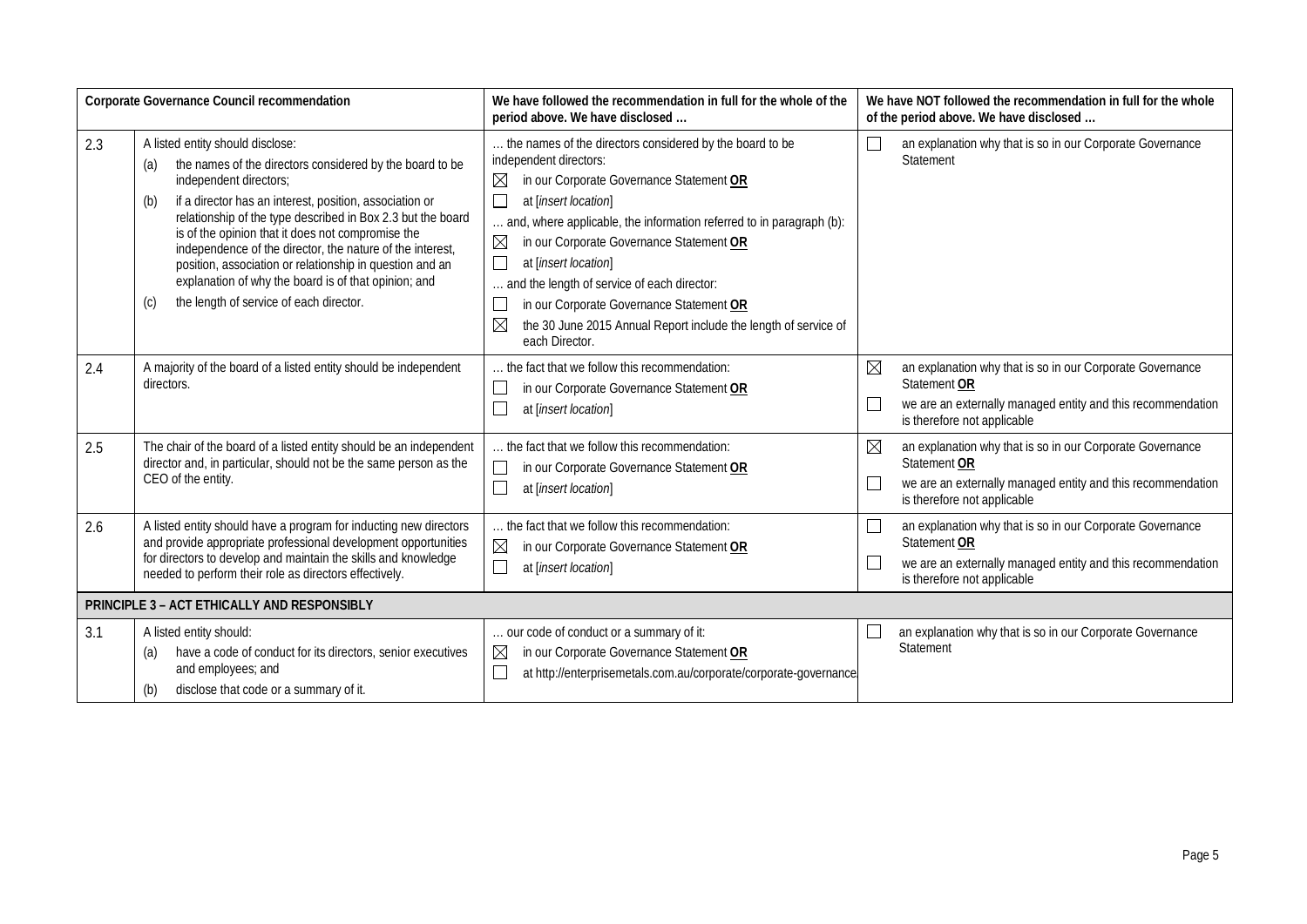| Corporate Governance Council recommendation | | We have followed the recommendation in full for the whole of the period above. We have disclosed … | We have NOT followed the recommendation in full for the whole of the period above. We have disclosed … |
|---|---|---|---|
| 2.3 | A listed entity should disclose:<br>(a) the names of the directors considered by the board to be independent directors;<br>(b) if a director has an interest, position, association or relationship of the type described in Box 2.3 but the board is of the opinion that it does not compromise the independence of the director, the nature of the interest, position, association or relationship in question and an explanation of why the board is of that opinion; and<br>(c) the length of service of each director. | … the names of the directors considered by the board to be independent directors:<br>☒ in our Corporate Governance Statement **OR**<br>☐ at [*insert location*]<br>… and, where applicable, the information referred to in paragraph (b):<br>☒ in our Corporate Governance Statement **OR**<br>☐ at [*insert location*]<br>… and the length of service of each director:<br>☐ in our Corporate Governance Statement **OR**<br>☒ the 30 June 2015 Annual Report include the length of service of each Director. | ☐ an explanation why that is so in our Corporate Governance Statement |
| 2.4 | A majority of the board of a listed entity should be independent directors. | … the fact that we follow this recommendation:<br>☐ in our Corporate Governance Statement **OR**<br>☐ at [*insert location*] | ☒ an explanation why that is so in our Corporate Governance Statement **OR**<br>☐ we are an externally managed entity and this recommendation is therefore not applicable |
| 2.5 | The chair of the board of a listed entity should be an independent director and, in particular, should not be the same person as the CEO of the entity. | … the fact that we follow this recommendation:<br>☐ in our Corporate Governance Statement **OR**<br>☐ at [*insert location*] | ☒ an explanation why that is so in our Corporate Governance Statement **OR**<br>☐ we are an externally managed entity and this recommendation is therefore not applicable |
| 2.6 | A listed entity should have a program for inducting new directors and provide appropriate professional development opportunities for directors to develop and maintain the skills and knowledge needed to perform their role as directors effectively. | … the fact that we follow this recommendation:<br>☒ in our Corporate Governance Statement **OR**<br>☐ at [*insert location*] | ☐ an explanation why that is so in our Corporate Governance Statement **OR**<br>☐ we are an externally managed entity and this recommendation is therefore not applicable |
| **PRINCIPLE 3 – ACT ETHICALLY AND RESPONSIBLY** | | | |
| 3.1 | A listed entity should:<br>(a) have a code of conduct for its directors, senior executives and employees; and<br>(b) disclose that code or a summary of it. | … our code of conduct or a summary of it:<br>☒ in our Corporate Governance Statement **OR**<br>☐ at http://enterprisemetals.com.au/corporate/corporate-governance | ☐ an explanation why that is so in our Corporate Governance Statement |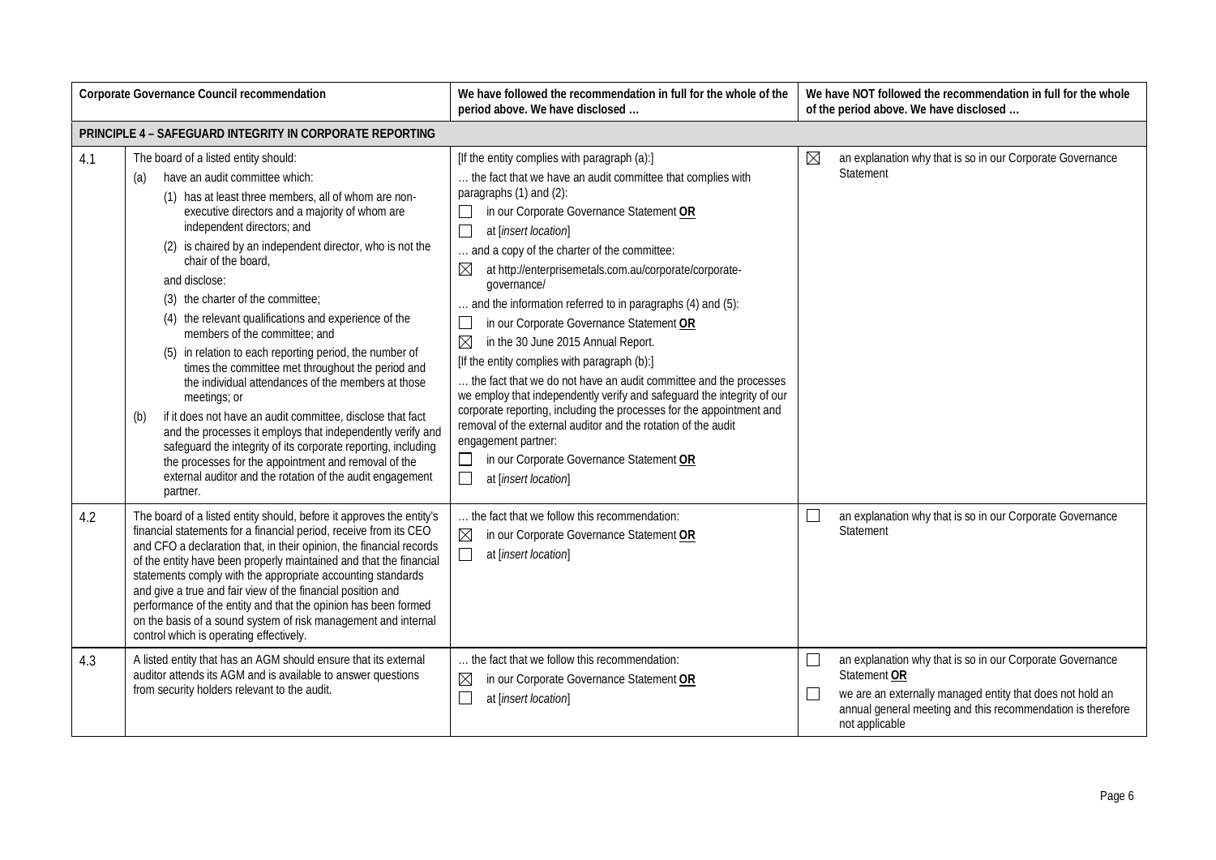| Corporate Governance Council recommendation | | We have followed the recommendation in full for the whole of the period above. We have disclosed … | We have NOT followed the recommendation in full for the whole of the period above. We have disclosed … |
|---|---|---|---|
| **PRINCIPLE 4 – SAFEGUARD INTEGRITY IN CORPORATE REPORTING** | | | |
| 4.1 | The board of a listed entity should:<br>(a) have an audit committee which:<br>(1) has at least three members, all of whom are non-executive directors and a majority of whom are independent directors; and<br>(2) is chaired by an independent director, who is not the chair of the board,<br>and disclose:<br>(3) the charter of the committee;<br>(4) the relevant qualifications and experience of the members of the committee; and<br>(5) in relation to each reporting period, the number of times the committee met throughout the period and the individual attendances of the members at those meetings; or<br>(b) if it does not have an audit committee, disclose that fact and the processes it employs that independently verify and safeguard the integrity of its corporate reporting, including the processes for the appointment and removal of the external auditor and the rotation of the audit engagement partner. | [If the entity complies with paragraph (a):]<br>… the fact that we have an audit committee that complies with paragraphs (1) and (2):<br>☐ in our Corporate Governance Statement **OR**<br>☐ at [*insert location*]<br>… and a copy of the charter of the committee:<br>☒ at http://enterprisemetals.com.au/corporate/corporate-governance/<br>… and the information referred to in paragraphs (4) and (5):<br>☐ in our Corporate Governance Statement **OR**<br>☒ in the 30 June 2015 Annual Report.<br>[If the entity complies with paragraph (b):]<br>… the fact that we do not have an audit committee and the processes we employ that independently verify and safeguard the integrity of our corporate reporting, including the processes for the appointment and removal of the external auditor and the rotation of the audit engagement partner:<br>☐ in our Corporate Governance Statement **OR**<br>☐ at [*insert location*] | ☒ an explanation why that is so in our Corporate Governance Statement |
| 4.2 | The board of a listed entity should, before it approves the entity's financial statements for a financial period, receive from its CEO and CFO a declaration that, in their opinion, the financial records of the entity have been properly maintained and that the financial statements comply with the appropriate accounting standards and give a true and fair view of the financial position and performance of the entity and that the opinion has been formed on the basis of a sound system of risk management and internal control which is operating effectively. | … the fact that we follow this recommendation:<br>☒ in our Corporate Governance Statement **OR**<br>☐ at [*insert location*] | ☐ an explanation why that is so in our Corporate Governance Statement |
| 4.3 | A listed entity that has an AGM should ensure that its external auditor attends its AGM and is available to answer questions from security holders relevant to the audit. | … the fact that we follow this recommendation:<br>☒ in our Corporate Governance Statement **OR**<br>☐ at [*insert location*] | ☐ an explanation why that is so in our Corporate Governance Statement **OR**<br>☐ we are an externally managed entity that does not hold an annual general meeting and this recommendation is therefore not applicable |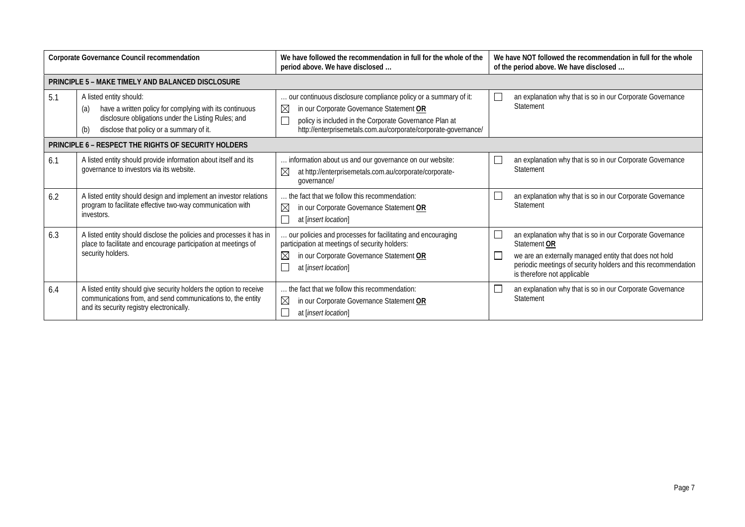| | Corporate Governance Council recommendation | We have followed the recommendation in full for the whole of the period above. We have disclosed … | We have NOT followed the recommendation in full for the whole of the period above. We have disclosed … |
|---|---|---|---|
| **PRINCIPLE 5 – MAKE TIMELY AND BALANCED DISCLOSURE** | | | |
| 5.1 | A listed entity should:<br>(a) have a written policy for complying with its continuous disclosure obligations under the Listing Rules; and<br>(b) disclose that policy or a summary of it. | … our continuous disclosure compliance policy or a summary of it:<br>☒ in our Corporate Governance Statement **OR**<br>☐ policy is included in the Corporate Governance Plan at http://enterprisemetals.com.au/corporate/corporate-governance/ | ☐ an explanation why that is so in our Corporate Governance Statement |
| **PRINCIPLE 6 – RESPECT THE RIGHTS OF SECURITY HOLDERS** | | | |
| 6.1 | A listed entity should provide information about itself and its governance to investors via its website. | … information about us and our governance on our website:<br>☒ at http://enterprisemetals.com.au/corporate/corporate-governance/ | ☐ an explanation why that is so in our Corporate Governance Statement |
| 6.2 | A listed entity should design and implement an investor relations program to facilitate effective two-way communication with investors. | … the fact that we follow this recommendation:<br>☒ in our Corporate Governance Statement **OR**<br>☐ at [*insert location*] | ☐ an explanation why that is so in our Corporate Governance Statement |
| 6.3 | A listed entity should disclose the policies and processes it has in place to facilitate and encourage participation at meetings of security holders. | … our policies and processes for facilitating and encouraging participation at meetings of security holders:<br>☒ in our Corporate Governance Statement **OR**<br>☐ at [*insert location*] | ☐ an explanation why that is so in our Corporate Governance Statement **OR**<br>☐ we are an externally managed entity that does not hold periodic meetings of security holders and this recommendation is therefore not applicable |
| 6.4 | A listed entity should give security holders the option to receive communications from, and send communications to, the entity and its security registry electronically. | … the fact that we follow this recommendation:<br>☒ in our Corporate Governance Statement **OR**<br>☐ at [*insert location*] | ☐ an explanation why that is so in our Corporate Governance Statement |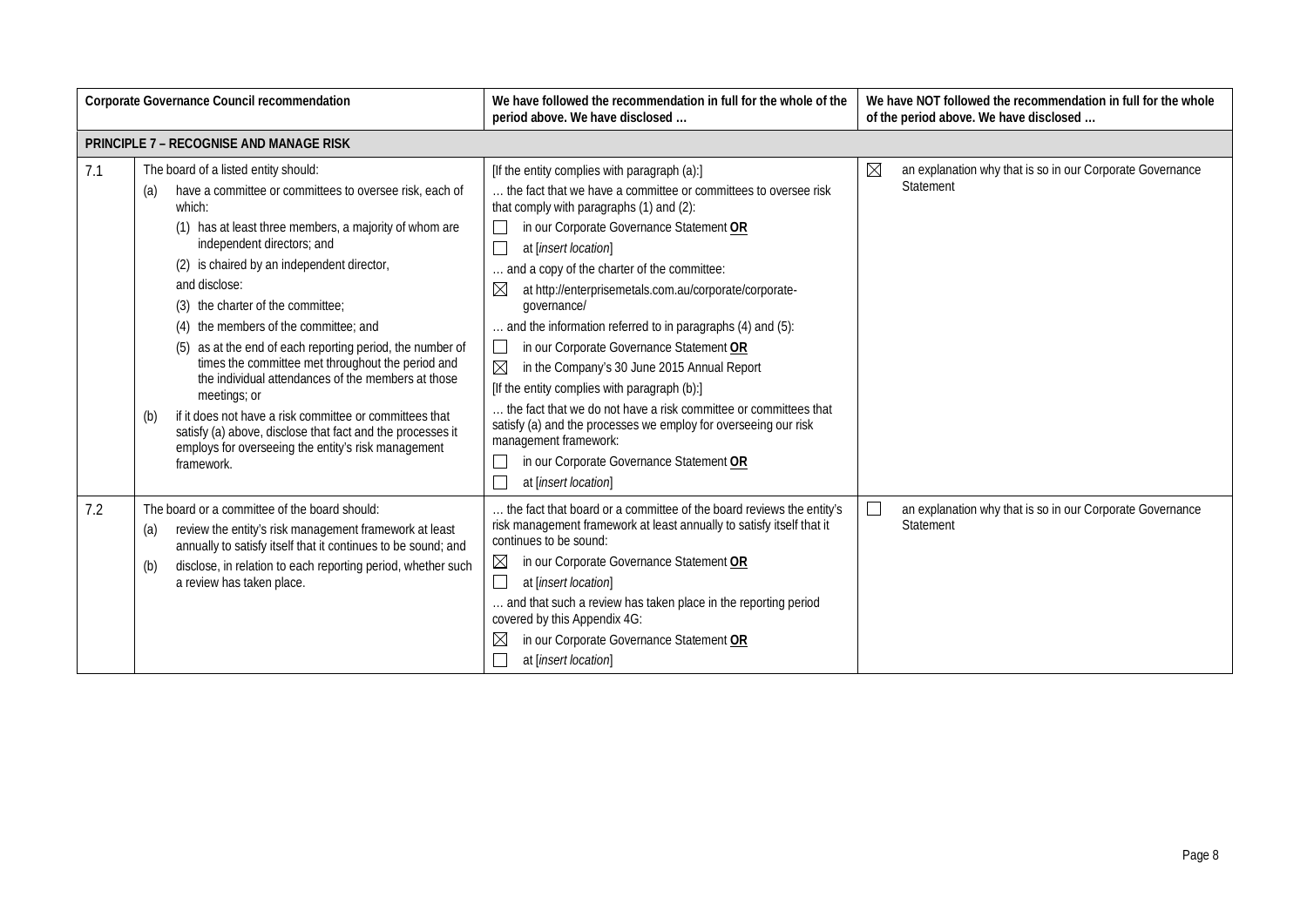| Corporate Governance Council recommendation | | We have followed the recommendation in full for the whole of the period above. We have disclosed … | We have NOT followed the recommendation in full for the whole of the period above. We have disclosed … |
|---|---|---|---|
| **PRINCIPLE 7 – RECOGNISE AND MANAGE RISK** | | | |
| 7.1 | The board of a listed entity should:<br>(a) have a committee or committees to oversee risk, each of which:<br>(1) has at least three members, a majority of whom are independent directors; and<br>(2) is chaired by an independent director,<br>and disclose:<br>(3) the charter of the committee;<br>(4) the members of the committee; and<br>(5) as at the end of each reporting period, the number of times the committee met throughout the period and the individual attendances of the members at those meetings; or<br>(b) if it does not have a risk committee or committees that satisfy (a) above, disclose that fact and the processes it employs for overseeing the entity's risk management framework. | [If the entity complies with paragraph (a):]<br>… the fact that we have a committee or committees to oversee risk that comply with paragraphs (1) and (2):<br>☐ in our Corporate Governance Statement **OR**<br>☐ at [*insert location*]<br>… and a copy of the charter of the committee:<br>☒ at http://enterprisemetals.com.au/corporate/corporate-governance/<br>… and the information referred to in paragraphs (4) and (5):<br>☐ in our Corporate Governance Statement **OR**<br>☒ in the Company's 30 June 2015 Annual Report<br>[If the entity complies with paragraph (b):]<br>… the fact that we do not have a risk committee or committees that satisfy (a) and the processes we employ for overseeing our risk management framework:<br>☐ in our Corporate Governance Statement **OR**<br>☐ at [*insert location*] | ☒ an explanation why that is so in our Corporate Governance Statement |
| 7.2 | The board or a committee of the board should:<br>(a) review the entity's risk management framework at least annually to satisfy itself that it continues to be sound; and<br>(b) disclose, in relation to each reporting period, whether such a review has taken place. | … the fact that board or a committee of the board reviews the entity's risk management framework at least annually to satisfy itself that it continues to be sound:<br>☒ in our Corporate Governance Statement **OR**<br>☐ at [*insert location*]<br>… and that such a review has taken place in the reporting period covered by this Appendix 4G:<br>☒ in our Corporate Governance Statement **OR**<br>☐ at [*insert location*] | ☐ an explanation why that is so in our Corporate Governance Statement |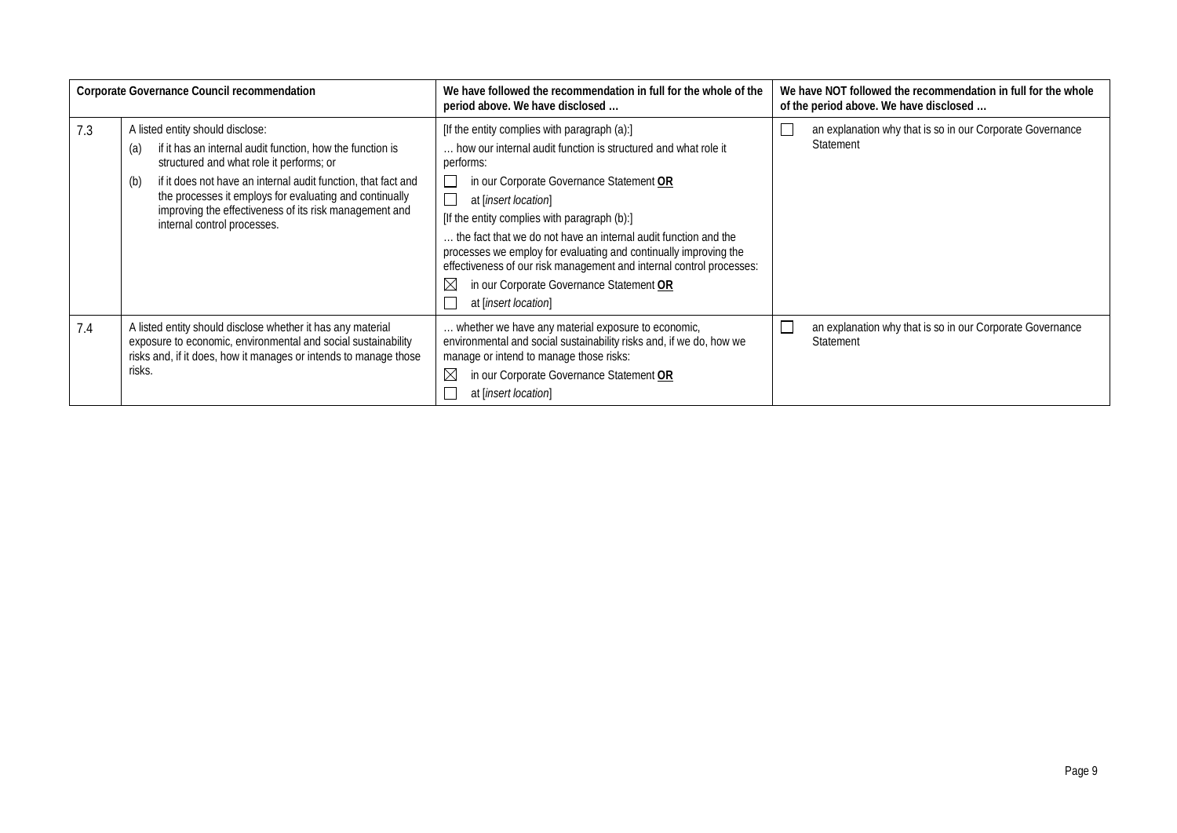| Corporate Governance Council recommendation | | We have followed the recommendation in full for the whole of the period above. We have disclosed … | We have NOT followed the recommendation in full for the whole of the period above. We have disclosed … |
|---|---|---|---|
| 7.3 | A listed entity should disclose:<br>(a) if it has an internal audit function, how the function is structured and what role it performs; or<br>(b) if it does not have an internal audit function, that fact and the processes it employs for evaluating and continually improving the effectiveness of its risk management and internal control processes. | [If the entity complies with paragraph (a):]<br>… how our internal audit function is structured and what role it performs:<br>☐ in our Corporate Governance Statement **OR**<br>☐ at [*insert location*]<br>[If the entity complies with paragraph (b):]<br>… the fact that we do not have an internal audit function and the processes we employ for evaluating and continually improving the effectiveness of our risk management and internal control processes:<br>☒ in our Corporate Governance Statement **OR**<br>☐ at [*insert location*] | ☐ an explanation why that is so in our Corporate Governance Statement |
| 7.4 | A listed entity should disclose whether it has any material exposure to economic, environmental and social sustainability risks and, if it does, how it manages or intends to manage those risks. | … whether we have any material exposure to economic, environmental and social sustainability risks and, if we do, how we manage or intend to manage those risks:<br>☒ in our Corporate Governance Statement **OR**<br>☐ at [*insert location*] | ☐ an explanation why that is so in our Corporate Governance Statement |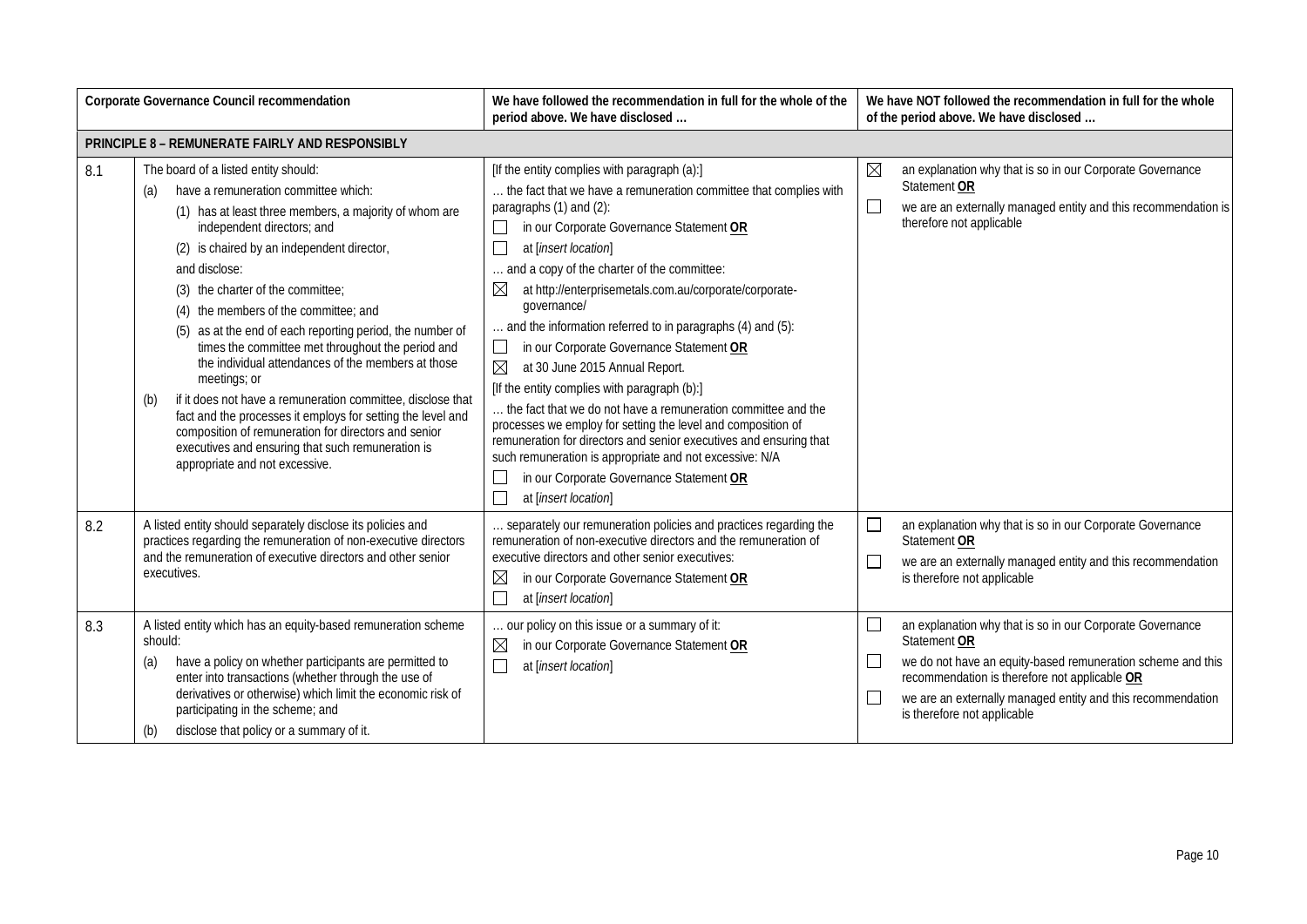| Corporate Governance Council recommendation | | We have followed the recommendation in full for the whole of the period above. We have disclosed … | We have NOT followed the recommendation in full for the whole of the period above. We have disclosed … |
|---|---|---|---|
| **PRINCIPLE 8 – REMUNERATE FAIRLY AND RESPONSIBLY** | | | |
| 8.1 | The board of a listed entity should:<br>(a) have a remuneration committee which:<br>(1) has at least three members, a majority of whom are independent directors; and<br>(2) is chaired by an independent director,<br>and disclose:<br>(3) the charter of the committee;<br>(4) the members of the committee; and<br>(5) as at the end of each reporting period, the number of times the committee met throughout the period and the individual attendances of the members at those meetings; or<br>(b) if it does not have a remuneration committee, disclose that fact and the processes it employs for setting the level and composition of remuneration for directors and senior executives and ensuring that such remuneration is appropriate and not excessive. | [If the entity complies with paragraph (a):]<br>… the fact that we have a remuneration committee that complies with paragraphs (1) and (2):<br>☐ in our Corporate Governance Statement **OR**<br>☐ at [*insert location*]<br>… and a copy of the charter of the committee:<br>☒ at http://enterprisemetals.com.au/corporate/corporate-governance/<br>… and the information referred to in paragraphs (4) and (5):<br>☐ in our Corporate Governance Statement **OR**<br>☒ at 30 June 2015 Annual Report.<br>[If the entity complies with paragraph (b):]<br>… the fact that we do not have a remuneration committee and the processes we employ for setting the level and composition of remuneration for directors and senior executives and ensuring that such remuneration is appropriate and not excessive: N/A<br>☐ in our Corporate Governance Statement **OR**<br>☐ at [*insert location*] | ☒ an explanation why that is so in our Corporate Governance Statement **OR**<br>☐ we are an externally managed entity and this recommendation is therefore not applicable |
| 8.2 | A listed entity should separately disclose its policies and practices regarding the remuneration of non-executive directors and the remuneration of executive directors and other senior executives. | … separately our remuneration policies and practices regarding the remuneration of non-executive directors and the remuneration of executive directors and other senior executives:<br>☒ in our Corporate Governance Statement **OR**<br>☐ at [*insert location*] | ☐ an explanation why that is so in our Corporate Governance Statement **OR**<br>☐ we are an externally managed entity and this recommendation is therefore not applicable |
| 8.3 | A listed entity which has an equity-based remuneration scheme should:<br>(a) have a policy on whether participants are permitted to enter into transactions (whether through the use of derivatives or otherwise) which limit the economic risk of participating in the scheme; and<br>(b) disclose that policy or a summary of it. | … our policy on this issue or a summary of it:<br>☒ in our Corporate Governance Statement **OR**<br>☐ at [*insert location*] | ☐ an explanation why that is so in our Corporate Governance Statement **OR**<br>☐ we do not have an equity-based remuneration scheme and this recommendation is therefore not applicable **OR**<br>☐ we are an externally managed entity and this recommendation is therefore not applicable |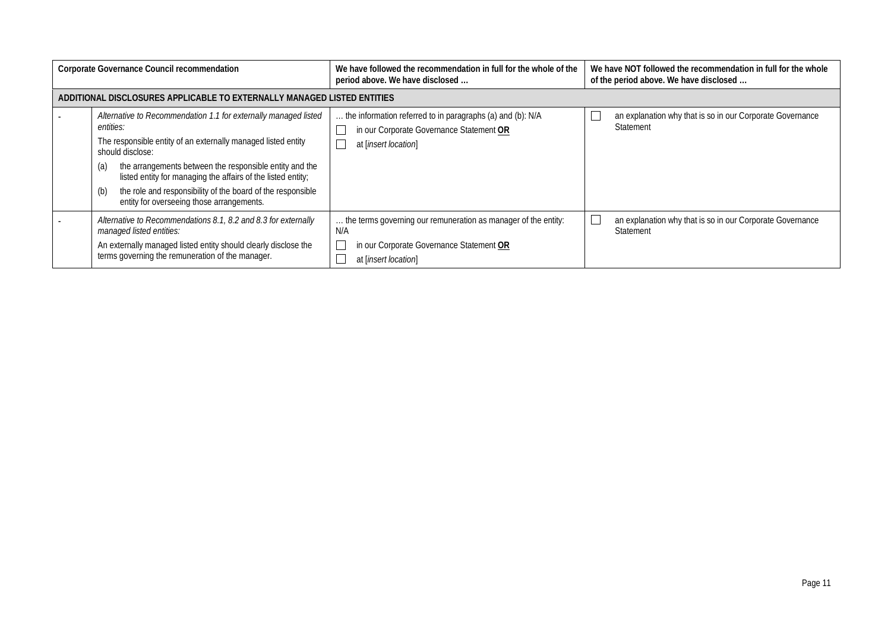| Corporate Governance Council recommendation | | We have followed the recommendation in full for the whole of the period above. We have disclosed … | We have NOT followed the recommendation in full for the whole of the period above. We have disclosed … |
|---|---|---|---|
| **ADDITIONAL DISCLOSURES APPLICABLE TO EXTERNALLY MANAGED LISTED ENTITIES** | | | |
| - | *Alternative to Recommendation 1.1 for externally managed listed entities:*<br>The responsible entity of an externally managed listed entity should disclose:<br>(a) the arrangements between the responsible entity and the listed entity for managing the affairs of the listed entity;<br>(b) the role and responsibility of the board of the responsible entity for overseeing those arrangements. | … the information referred to in paragraphs (a) and (b): N/A<br>☐ in our Corporate Governance Statement **OR**<br>☐ at [*insert location*] | ☐ an explanation why that is so in our Corporate Governance Statement |
| - | *Alternative to Recommendations 8.1, 8.2 and 8.3 for externally managed listed entities:*<br>An externally managed listed entity should clearly disclose the terms governing the remuneration of the manager. | … the terms governing our remuneration as manager of the entity: N/A<br>☐ in our Corporate Governance Statement **OR**<br>☐ at [*insert location*] | ☐ an explanation why that is so in our Corporate Governance Statement |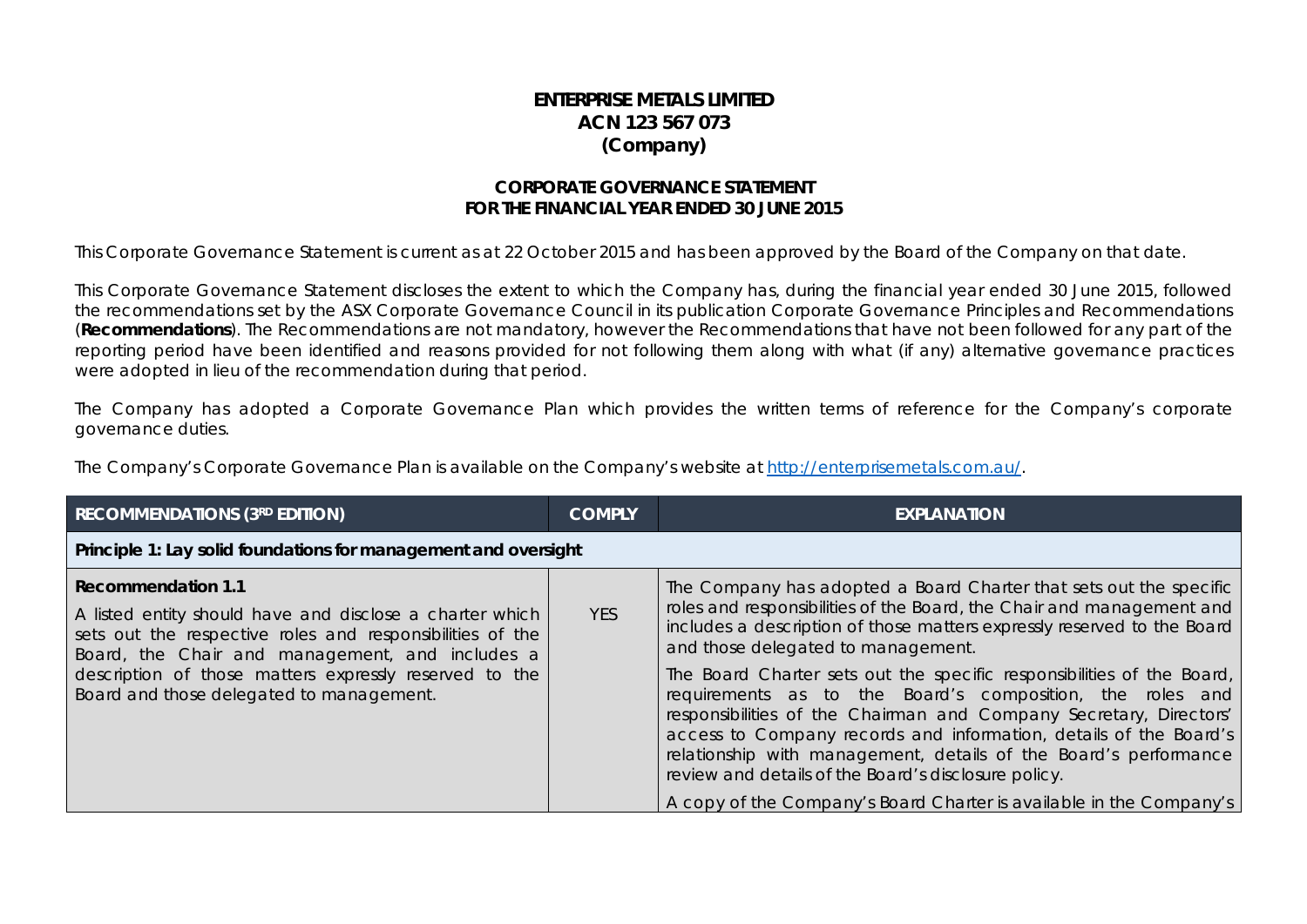**ENTERPRISE METALS LIMITED**
**ACN 123 567 073**
**(Company)**

**CORPORATE GOVERNANCE STATEMENT**
**FOR THE FINANCIAL YEAR ENDED 30 JUNE 2015**

This Corporate Governance Statement is current as at 22 October 2015 and has been approved by the Board of the Company on that date.

This Corporate Governance Statement discloses the extent to which the Company has, during the financial year ended 30 June 2015, followed the recommendations set by the ASX Corporate Governance Council in its publication Corporate Governance Principles and Recommendations (**Recommendations**). The Recommendations are not mandatory, however the Recommendations that have not been followed for any part of the reporting period have been identified and reasons provided for not following them along with what (if any) alternative governance practices were adopted in lieu of the recommendation during that period.

The Company has adopted a Corporate Governance Plan which provides the written terms of reference for the Company's corporate governance duties.

The Company's Corporate Governance Plan is available on the Company's website at http://enterprisemetals.com.au/.

| RECOMMENDATIONS (3RD EDITION) | COMPLY | EXPLANATION |
|---|---|---|
| **Principle 1: Lay solid foundations for management and oversight** | | |
| **Recommendation 1.1**<br>A listed entity should have and disclose a charter which sets out the respective roles and responsibilities of the Board, the Chair and management, and includes a description of those matters expressly reserved to the Board and those delegated to management. | YES | The Company has adopted a Board Charter that sets out the specific roles and responsibilities of the Board, the Chair and management and includes a description of those matters expressly reserved to the Board and those delegated to management.<br>The Board Charter sets out the specific responsibilities of the Board, requirements as to the Board's composition, the roles and responsibilities of the Chairman and Company Secretary, Directors' access to Company records and information, details of the Board's relationship with management, details of the Board's performance review and details of the Board's disclosure policy.<br>A copy of the Company's Board Charter is available in the Company's |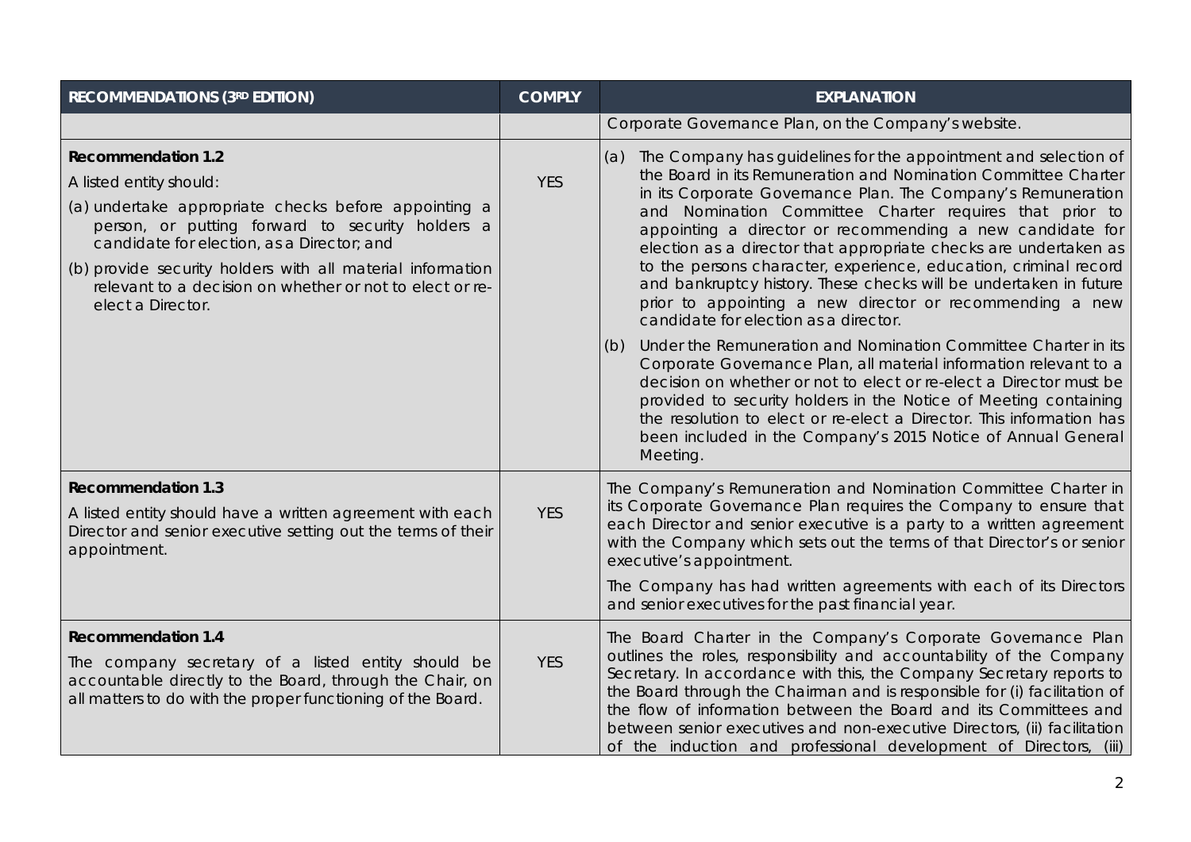| RECOMMENDATIONS (3RD EDITION) | COMPLY | EXPLANATION |
|---|---|---|
| | | Corporate Governance Plan, on the Company's website. |
| **Recommendation 1.2**<br>A listed entity should:<br>(a) undertake appropriate checks before appointing a person, or putting forward to security holders a candidate for election, as a Director; and<br>(b) provide security holders with all material information relevant to a decision on whether or not to elect or re-elect a Director. | YES | (a) The Company has guidelines for the appointment and selection of the Board in its Remuneration and Nomination Committee Charter in its Corporate Governance Plan. The Company's Remuneration and Nomination Committee Charter requires that prior to appointing a director or recommending a new candidate for election as a director that appropriate checks are undertaken as to the persons character, experience, education, criminal record and bankruptcy history. These checks will be undertaken in future prior to appointing a new director or recommending a new candidate for election as a director.<br>(b) Under the Remuneration and Nomination Committee Charter in its Corporate Governance Plan, all material information relevant to a decision on whether or not to elect or re-elect a Director must be provided to security holders in the Notice of Meeting containing the resolution to elect or re-elect a Director. This information has been included in the Company's 2015 Notice of Annual General Meeting. |
| **Recommendation 1.3**<br>A listed entity should have a written agreement with each Director and senior executive setting out the terms of their appointment. | YES | The Company's Remuneration and Nomination Committee Charter in its Corporate Governance Plan requires the Company to ensure that each Director and senior executive is a party to a written agreement with the Company which sets out the terms of that Director's or senior executive's appointment.<br>The Company has had written agreements with each of its Directors and senior executives for the past financial year. |
| **Recommendation 1.4**<br>The company secretary of a listed entity should be accountable directly to the Board, through the Chair, on all matters to do with the proper functioning of the Board. | YES | The Board Charter in the Company's Corporate Governance Plan outlines the roles, responsibility and accountability of the Company Secretary. In accordance with this, the Company Secretary reports to the Board through the Chairman and is responsible for (i) facilitation of the flow of information between the Board and its Committees and between senior executives and non-executive Directors, (ii) facilitation of the induction and professional development of Directors, (iii) |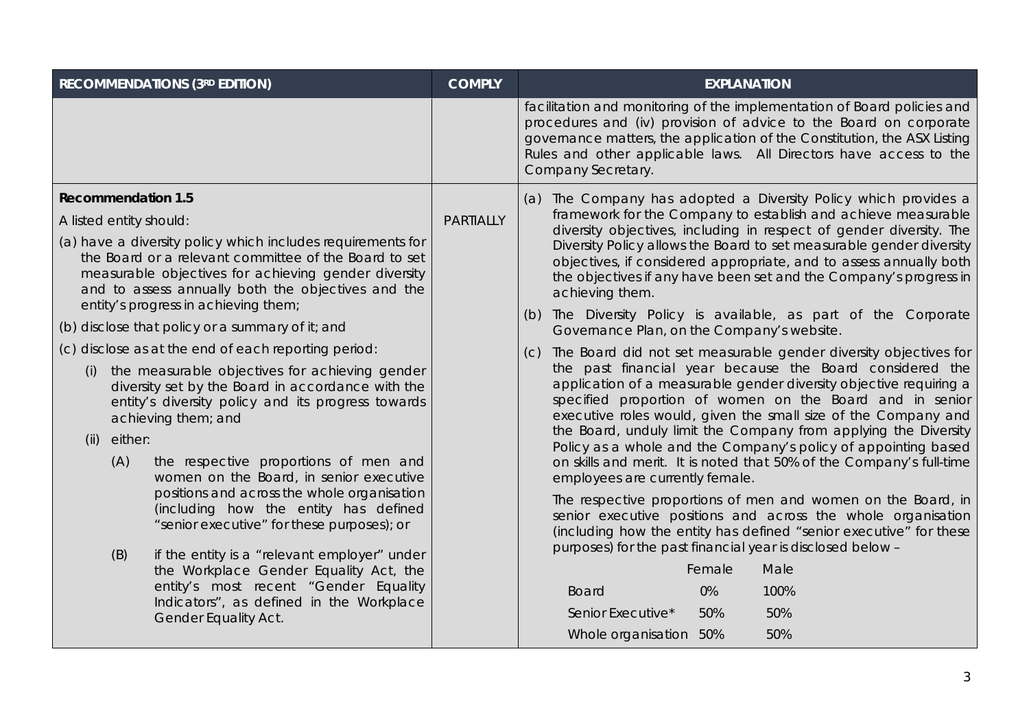| RECOMMENDATIONS (3RD EDITION) | COMPLY | EXPLANATION |
|---|---|---|
| | | facilitation and monitoring of the implementation of Board policies and procedures and (iv) provision of advice to the Board on corporate governance matters, the application of the Constitution, the ASX Listing Rules and other applicable laws. All Directors have access to the Company Secretary. |
| **Recommendation 1.5**<br>A listed entity should:<br>(a) have a diversity policy which includes requirements for the Board or a relevant committee of the Board to set measurable objectives for achieving gender diversity and to assess annually both the objectives and the entity's progress in achieving them;<br>(b) disclose that policy or a summary of it; and<br>(c) disclose as at the end of each reporting period:<br>(i) the measurable objectives for achieving gender diversity set by the Board in accordance with the entity's diversity policy and its progress towards achieving them; and<br>(ii) either:<br>(A) the respective proportions of men and women on the Board, in senior executive positions and across the whole organisation (including how the entity has defined "senior executive" for these purposes); or<br>(B) if the entity is a "relevant employer" under the Workplace Gender Equality Act, the entity's most recent "Gender Equality Indicators", as defined in the Workplace Gender Equality Act. | PARTIALLY | (a) The Company has adopted a Diversity Policy which provides a framework for the Company to establish and achieve measurable diversity objectives, including in respect of gender diversity. The Diversity Policy allows the Board to set measurable gender diversity objectives, if considered appropriate, and to assess annually both the objectives if any have been set and the Company's progress in achieving them.<br>(b) The Diversity Policy is available, as part of the Corporate Governance Plan, on the Company's website.<br>(c) The Board did not set measurable gender diversity objectives for the past financial year because the Board considered the application of a measurable gender diversity objective requiring a specified proportion of women on the Board and in senior executive roles would, given the small size of the Company and the Board, unduly limit the Company from applying the Diversity Policy as a whole and the Company's policy of appointing based on skills and merit. It is noted that 50% of the Company's full-time employees are currently female.<br>The respective proportions of men and women on the Board, in senior executive positions and across the whole organisation (including how the entity has defined "senior executive" for these purposes) for the past financial year is disclosed below –<br>Female / Male<br>Board: 0% / 100%<br>Senior Executive*: 50% / 50%<br>Whole organisation: 50% / 50% |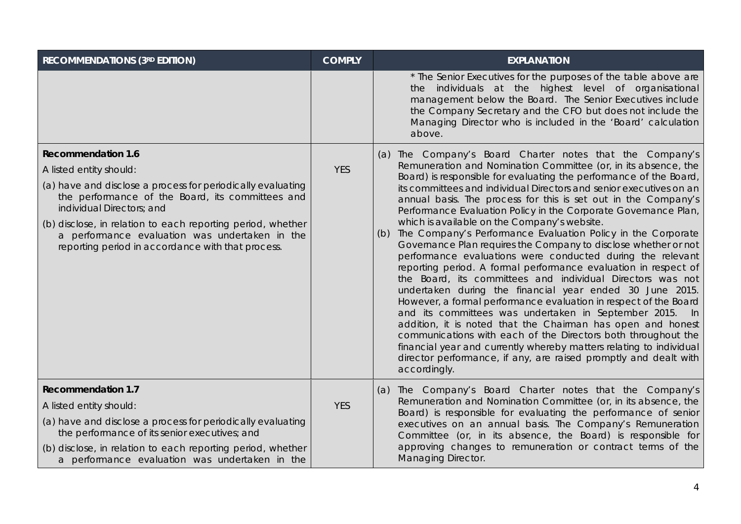| RECOMMENDATIONS (3RD EDITION) | COMPLY | EXPLANATION |
| --- | --- | --- |
| | | * The Senior Executives for the purposes of the table above are the individuals at the highest level of organisational management below the Board. The Senior Executives include the Company Secretary and the CFO but does not include the Managing Director who is included in the 'Board' calculation above. |
| **Recommendation 1.6**<br>A listed entity should:<br>(a) have and disclose a process for periodically evaluating the performance of the Board, its committees and individual Directors; and<br>(b) disclose, in relation to each reporting period, whether a performance evaluation was undertaken in the reporting period in accordance with that process. | YES | (a) The Company's Board Charter notes that the Company's Remuneration and Nomination Committee (or, in its absence, the Board) is responsible for evaluating the performance of the Board, its committees and individual Directors and senior executives on an annual basis. The process for this is set out in the Company's Performance Evaluation Policy in the Corporate Governance Plan, which is available on the Company's website.<br>(b) The Company's Performance Evaluation Policy in the Corporate Governance Plan requires the Company to disclose whether or not performance evaluations were conducted during the relevant reporting period. A formal performance evaluation in respect of the Board, its committees and individual Directors was not undertaken during the financial year ended 30 June 2015. However, a formal performance evaluation in respect of the Board and its committees was undertaken in September 2015. In addition, it is noted that the Chairman has open and honest communications with each of the Directors both throughout the financial year and currently whereby matters relating to individual director performance, if any, are raised promptly and dealt with accordingly. |
| **Recommendation 1.7**<br>A listed entity should:<br>(a) have and disclose a process for periodically evaluating the performance of its senior executives; and<br>(b) disclose, in relation to each reporting period, whether a performance evaluation was undertaken in the | YES | (a) The Company's Board Charter notes that the Company's Remuneration and Nomination Committee (or, in its absence, the Board) is responsible for evaluating the performance of senior executives on an annual basis. The Company's Remuneration Committee (or, in its absence, the Board) is responsible for approving changes to remuneration or contract terms of the Managing Director. |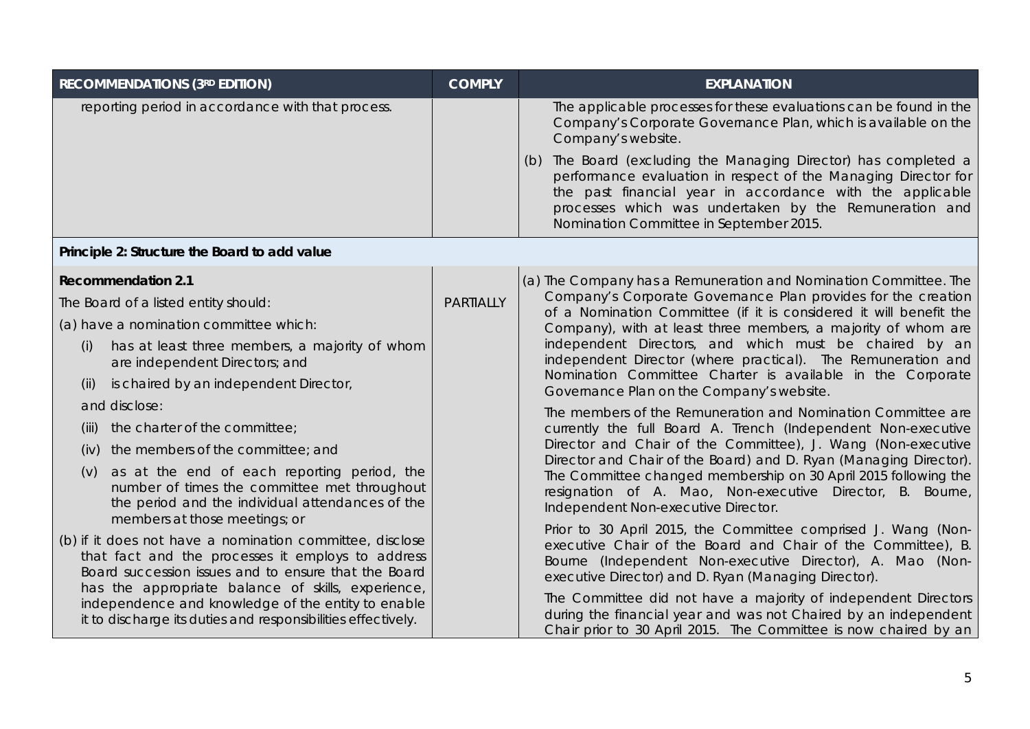| RECOMMENDATIONS (3RD EDITION) | COMPLY | EXPLANATION |
|---|---|---|
| reporting period in accordance with that process. | | The applicable processes for these evaluations can be found in the Company's Corporate Governance Plan, which is available on the Company's website.<br><br>(b) The Board (excluding the Managing Director) has completed a performance evaluation in respect of the Managing Director for the past financial year in accordance with the applicable processes which was undertaken by the Remuneration and Nomination Committee in September 2015. |
| **Principle 2: Structure the Board to add value** | | |
| **Recommendation 2.1**<br><br>The Board of a listed entity should:<br><br>(a) have a nomination committee which:<br><br>(i) has at least three members, a majority of whom are independent Directors; and<br><br>(ii) is chaired by an independent Director,<br><br>and disclose:<br><br>(iii) the charter of the committee;<br><br>(iv) the members of the committee; and<br><br>(v) as at the end of each reporting period, the number of times the committee met throughout the period and the individual attendances of the members at those meetings; or<br><br>(b) if it does not have a nomination committee, disclose that fact and the processes it employs to address Board succession issues and to ensure that the Board has the appropriate balance of skills, experience, independence and knowledge of the entity to enable it to discharge its duties and responsibilities effectively. | PARTIALLY | (a) The Company has a Remuneration and Nomination Committee. The Company's Corporate Governance Plan provides for the creation of a Nomination Committee (if it is considered it will benefit the Company), with at least three members, a majority of whom are independent Directors, and which must be chaired by an independent Director (where practical). The Remuneration and Nomination Committee Charter is available in the Corporate Governance Plan on the Company's website.<br><br>The members of the Remuneration and Nomination Committee are currently the full Board A. Trench (Independent Non-executive Director and Chair of the Committee), J. Wang (Non-executive Director and Chair of the Board) and D. Ryan (Managing Director). The Committee changed membership on 30 April 2015 following the resignation of A. Mao, Non-executive Director, B. Bourne, Independent Non-executive Director.<br><br>Prior to 30 April 2015, the Committee comprised J. Wang (Non-executive Chair of the Board and Chair of the Committee), B. Bourne (Independent Non-executive Director), A. Mao (Non-executive Director) and D. Ryan (Managing Director).<br><br>The Committee did not have a majority of independent Directors during the financial year and was not Chaired by an independent Chair prior to 30 April 2015. The Committee is now chaired by an |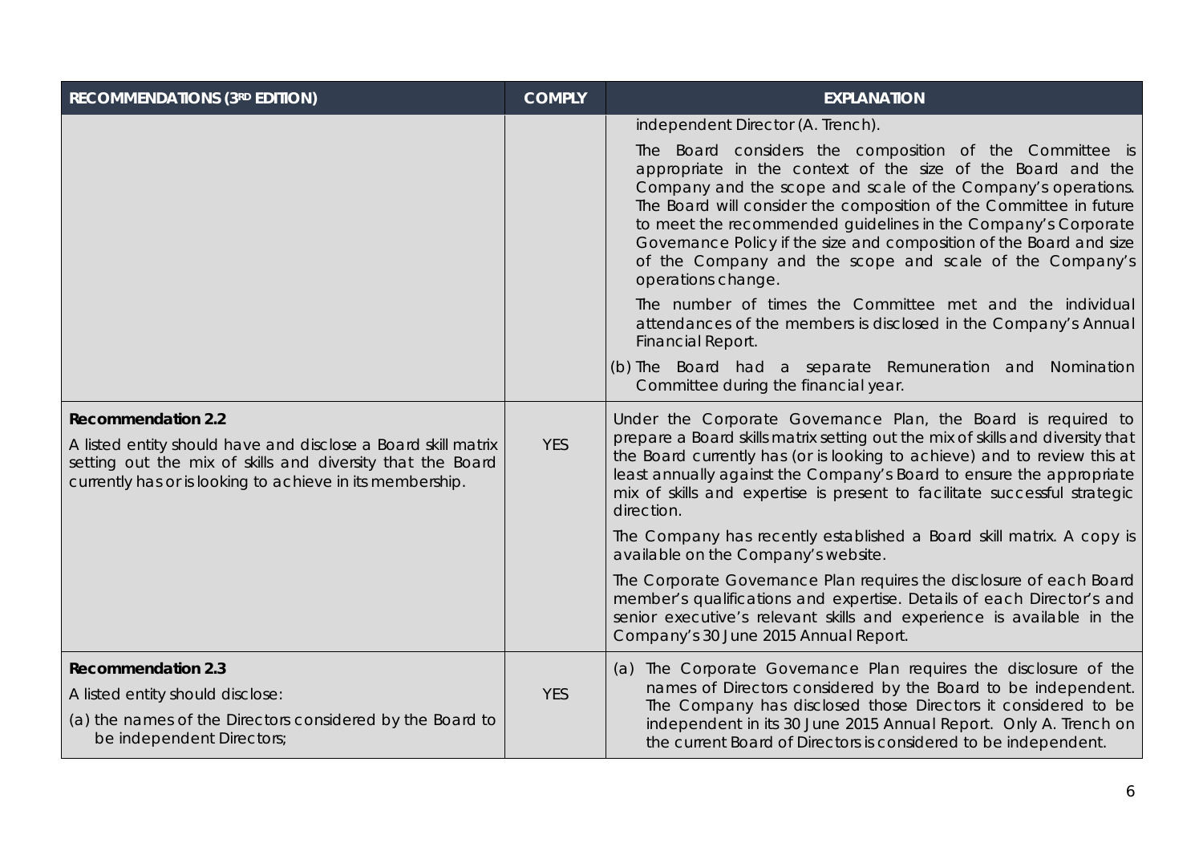| RECOMMENDATIONS (3RD EDITION) | COMPLY | EXPLANATION |
| --- | --- | --- |
| | | independent Director (A. Trench).<br><br>The Board considers the composition of the Committee is appropriate in the context of the size of the Board and the Company and the scope and scale of the Company's operations. The Board will consider the composition of the Committee in future to meet the recommended guidelines in the Company's Corporate Governance Policy if the size and composition of the Board and size of the Company and the scope and scale of the Company's operations change.<br><br>The number of times the Committee met and the individual attendances of the members is disclosed in the Company's Annual Financial Report.<br><br>(b) The Board had a separate Remuneration and Nomination Committee during the financial year. |
| **Recommendation 2.2**<br><br>A listed entity should have and disclose a Board skill matrix setting out the mix of skills and diversity that the Board currently has or is looking to achieve in its membership. | YES | Under the Corporate Governance Plan, the Board is required to prepare a Board skills matrix setting out the mix of skills and diversity that the Board currently has (or is looking to achieve) and to review this at least annually against the Company's Board to ensure the appropriate mix of skills and expertise is present to facilitate successful strategic direction.<br><br>The Company has recently established a Board skill matrix. A copy is available on the Company's website.<br><br>The Corporate Governance Plan requires the disclosure of each Board member's qualifications and expertise. Details of each Director's and senior executive's relevant skills and experience is available in the Company's 30 June 2015 Annual Report. |
| **Recommendation 2.3**<br><br>A listed entity should disclose:<br><br>(a) the names of the Directors considered by the Board to be independent Directors; | YES | (a) The Corporate Governance Plan requires the disclosure of the names of Directors considered by the Board to be independent. The Company has disclosed those Directors it considered to be independent in its 30 June 2015 Annual Report. Only A. Trench on the current Board of Directors is considered to be independent. |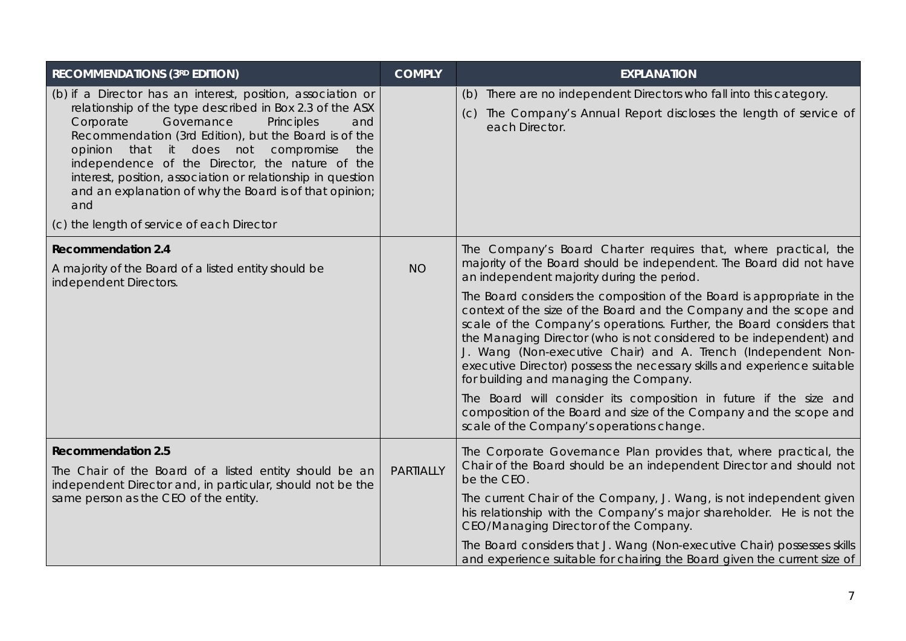| RECOMMENDATIONS (3RD EDITION) | COMPLY | EXPLANATION |
|---|---|---|
| (b) if a Director has an interest, position, association or relationship of the type described in Box 2.3 of the ASX Corporate Governance Principles and Recommendation (3rd Edition), but the Board is of the opinion that it does not compromise the independence of the Director, the nature of the interest, position, association or relationship in question and an explanation of why the Board is of that opinion; and<br><br>(c) the length of service of each Director | | (b) There are no independent Directors who fall into this category.<br><br>(c) The Company's Annual Report discloses the length of service of each Director. |
| **Recommendation 2.4**<br><br>A majority of the Board of a listed entity should be independent Directors. | NO | The Company's Board Charter requires that, where practical, the majority of the Board should be independent. The Board did not have an independent majority during the period.<br><br>The Board considers the composition of the Board is appropriate in the context of the size of the Board and the Company and the scope and scale of the Company's operations. Further, the Board considers that the Managing Director (who is not considered to be independent) and J. Wang (Non-executive Chair) and A. Trench (Independent Non-executive Director) possess the necessary skills and experience suitable for building and managing the Company.<br><br>The Board will consider its composition in future if the size and composition of the Board and size of the Company and the scope and scale of the Company's operations change. |
| **Recommendation 2.5**<br><br>The Chair of the Board of a listed entity should be an independent Director and, in particular, should not be the same person as the CEO of the entity. | PARTIALLY | The Corporate Governance Plan provides that, where practical, the Chair of the Board should be an independent Director and should not be the CEO.<br><br>The current Chair of the Company, J. Wang, is not independent given his relationship with the Company's major shareholder. He is not the CEO/Managing Director of the Company.<br><br>The Board considers that J. Wang (Non-executive Chair) possesses skills and experience suitable for chairing the Board given the current size of |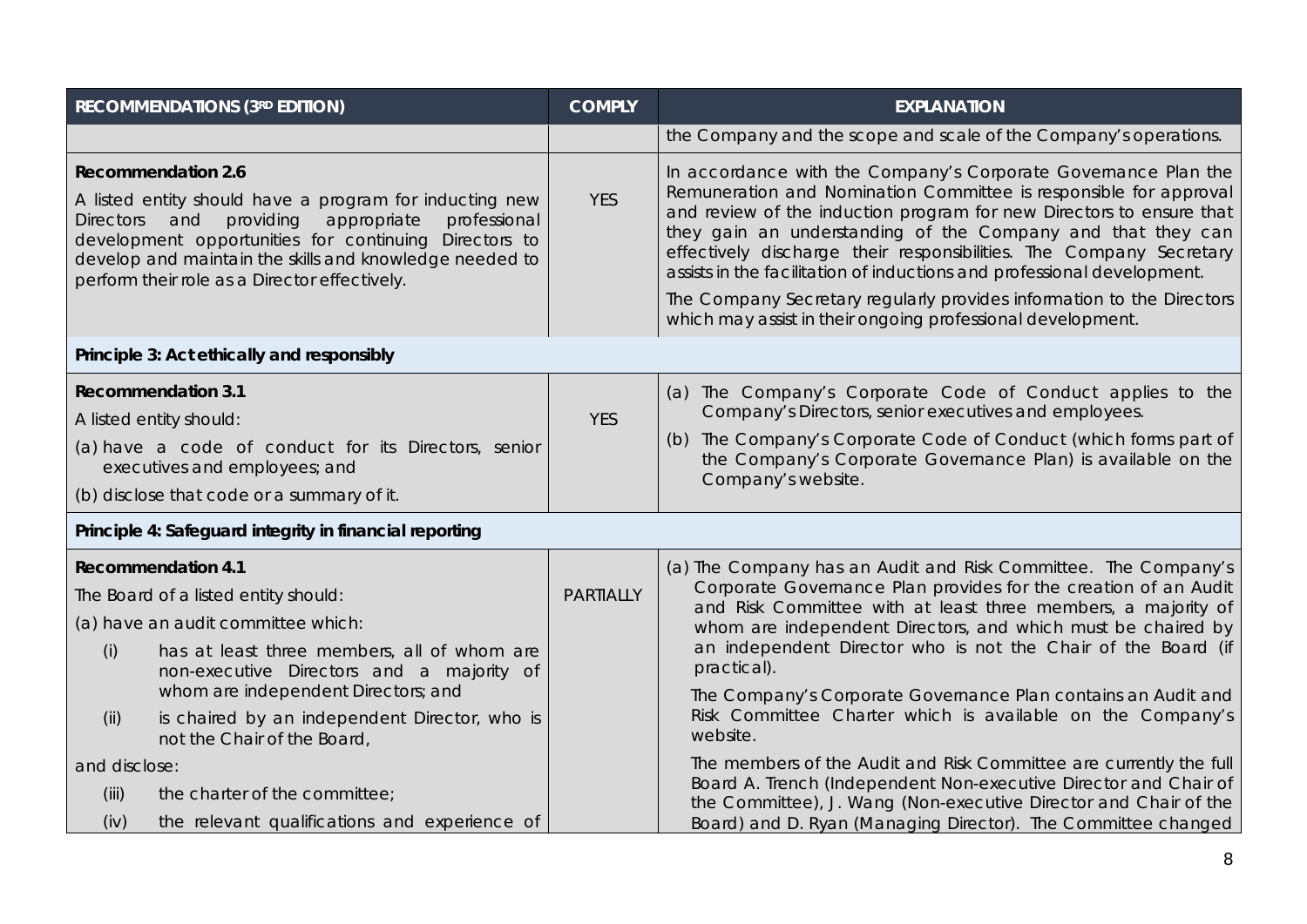| RECOMMENDATIONS (3RD EDITION) | COMPLY | EXPLANATION |
|---|---|---|
| | | the Company and the scope and scale of the Company's operations. |
| **Recommendation 2.6**<br>A listed entity should have a program for inducting new Directors and providing appropriate professional development opportunities for continuing Directors to develop and maintain the skills and knowledge needed to perform their role as a Director effectively. | YES | In accordance with the Company's Corporate Governance Plan the Remuneration and Nomination Committee is responsible for approval and review of the induction program for new Directors to ensure that they gain an understanding of the Company and that they can effectively discharge their responsibilities. The Company Secretary assists in the facilitation of inductions and professional development.<br>The Company Secretary regularly provides information to the Directors which may assist in their ongoing professional development. |
| **Principle 3: Act ethically and responsibly** | | |
| **Recommendation 3.1**<br>A listed entity should:<br>(a) have a code of conduct for its Directors, senior executives and employees; and<br>(b) disclose that code or a summary of it. | YES | (a) The Company's Corporate Code of Conduct applies to the Company's Directors, senior executives and employees.<br>(b) The Company's Corporate Code of Conduct (which forms part of the Company's Corporate Governance Plan) is available on the Company's website. |
| **Principle 4: Safeguard integrity in financial reporting** | | |
| **Recommendation 4.1**<br>The Board of a listed entity should:<br>(a) have an audit committee which:<br>(i) has at least three members, all of whom are non-executive Directors and a majority of whom are independent Directors; and<br>(ii) is chaired by an independent Director, who is not the Chair of the Board,<br>and disclose:<br>(iii) the charter of the committee;<br>(iv) the relevant qualifications and experience of | PARTIALLY | (a) The Company has an Audit and Risk Committee. The Company's Corporate Governance Plan provides for the creation of an Audit and Risk Committee with at least three members, a majority of whom are independent Directors, and which must be chaired by an independent Director who is not the Chair of the Board (if practical).<br>The Company's Corporate Governance Plan contains an Audit and Risk Committee Charter which is available on the Company's website.<br>The members of the Audit and Risk Committee are currently the full Board A. Trench (Independent Non-executive Director and Chair of the Committee), J. Wang (Non-executive Director and Chair of the Board) and D. Ryan (Managing Director). The Committee changed |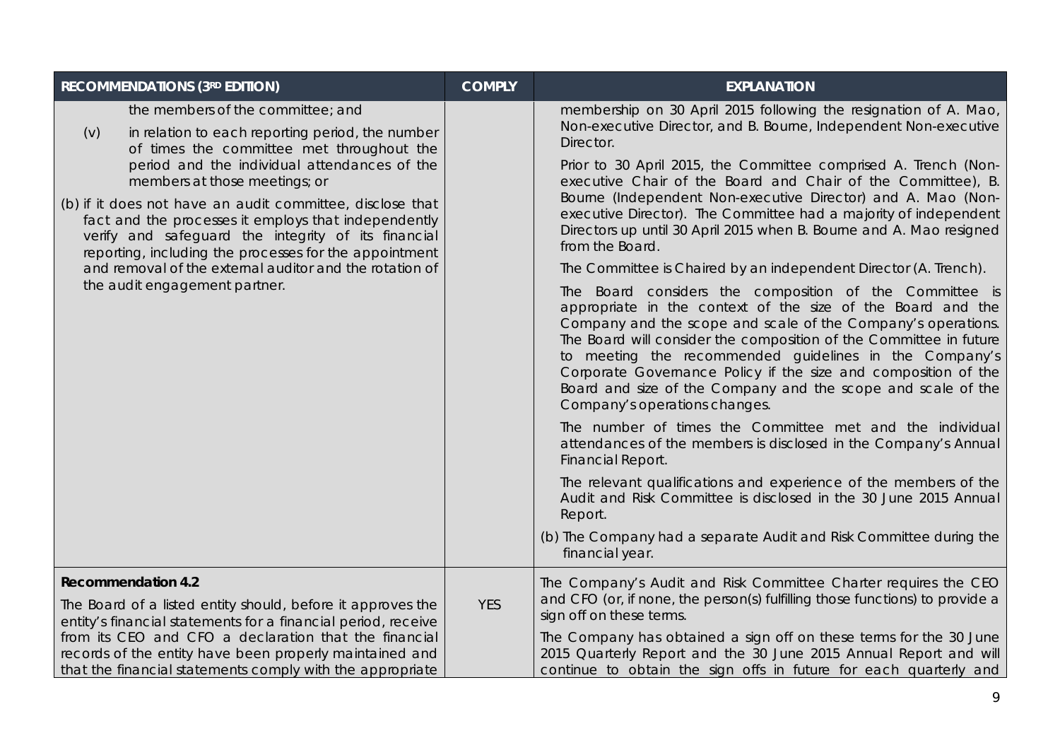| RECOMMENDATIONS (3RD EDITION) | COMPLY | EXPLANATION |
| --- | --- | --- |
| the members of the committee; and<br>(v) in relation to each reporting period, the number of times the committee met throughout the period and the individual attendances of the members at those meetings; or<br>(b) if it does not have an audit committee, disclose that fact and the processes it employs that independently verify and safeguard the integrity of its financial reporting, including the processes for the appointment and removal of the external auditor and the rotation of the audit engagement partner. | | membership on 30 April 2015 following the resignation of A. Mao, Non-executive Director, and B. Bourne, Independent Non-executive Director.<br>Prior to 30 April 2015, the Committee comprised A. Trench (Non-executive Chair of the Board and Chair of the Committee), B. Bourne (Independent Non-executive Director) and A. Mao (Non-executive Director). The Committee had a majority of independent Directors up until 30 April 2015 when B. Bourne and A. Mao resigned from the Board.<br>The Committee is Chaired by an independent Director (A. Trench).<br>The Board considers the composition of the Committee is appropriate in the context of the size of the Board and the Company and the scope and scale of the Company's operations. The Board will consider the composition of the Committee in future to meeting the recommended guidelines in the Company's Corporate Governance Policy if the size and composition of the Board and size of the Company and the scope and scale of the Company's operations changes.<br>The number of times the Committee met and the individual attendances of the members is disclosed in the Company's Annual Financial Report.<br>The relevant qualifications and experience of the members of the Audit and Risk Committee is disclosed in the 30 June 2015 Annual Report.<br>(b) The Company had a separate Audit and Risk Committee during the financial year. |
| **Recommendation 4.2**<br>The Board of a listed entity should, before it approves the entity's financial statements for a financial period, receive from its CEO and CFO a declaration that the financial records of the entity have been properly maintained and that the financial statements comply with the appropriate | YES | The Company's Audit and Risk Committee Charter requires the CEO and CFO (or, if none, the person(s) fulfilling those functions) to provide a sign off on these terms.<br>The Company has obtained a sign off on these terms for the 30 June 2015 Quarterly Report and the 30 June 2015 Annual Report and will continue to obtain the sign offs in future for each quarterly and |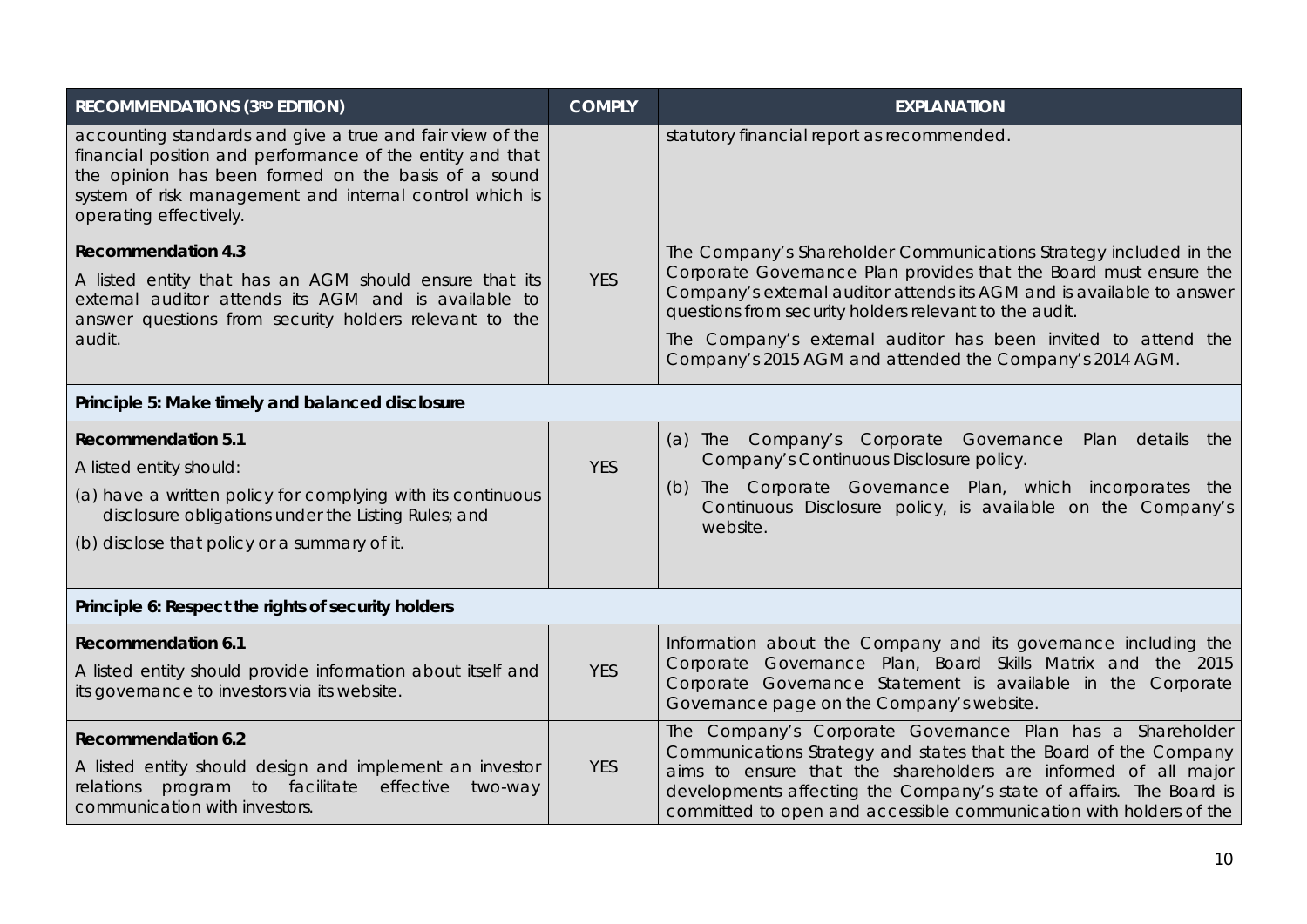| RECOMMENDATIONS (3RD EDITION) | COMPLY | EXPLANATION |
|---|---|---|
| accounting standards and give a true and fair view of the financial position and performance of the entity and that the opinion has been formed on the basis of a sound system of risk management and internal control which is operating effectively. | | statutory financial report as recommended. |
| **Recommendation 4.3**<br>A listed entity that has an AGM should ensure that its external auditor attends its AGM and is available to answer questions from security holders relevant to the audit. | YES | The Company's Shareholder Communications Strategy included in the Corporate Governance Plan provides that the Board must ensure the Company's external auditor attends its AGM and is available to answer questions from security holders relevant to the audit.<br>The Company's external auditor has been invited to attend the Company's 2015 AGM and attended the Company's 2014 AGM. |
| **Principle 5: Make timely and balanced disclosure** | | |
| **Recommendation 5.1**<br>A listed entity should:<br>(a) have a written policy for complying with its continuous disclosure obligations under the Listing Rules; and<br>(b) disclose that policy or a summary of it. | YES | (a) The Company's Corporate Governance Plan details the Company's Continuous Disclosure policy.<br>(b) The Corporate Governance Plan, which incorporates the Continuous Disclosure policy, is available on the Company's website. |
| **Principle 6: Respect the rights of security holders** | | |
| **Recommendation 6.1**<br>A listed entity should provide information about itself and its governance to investors via its website. | YES | Information about the Company and its governance including the Corporate Governance Plan, Board Skills Matrix and the 2015 Corporate Governance Statement is available in the Corporate Governance page on the Company's website. |
| **Recommendation 6.2**<br>A listed entity should design and implement an investor relations program to facilitate effective two-way communication with investors. | YES | The Company's Corporate Governance Plan has a Shareholder Communications Strategy and states that the Board of the Company aims to ensure that the shareholders are informed of all major developments affecting the Company's state of affairs. The Board is committed to open and accessible communication with holders of the |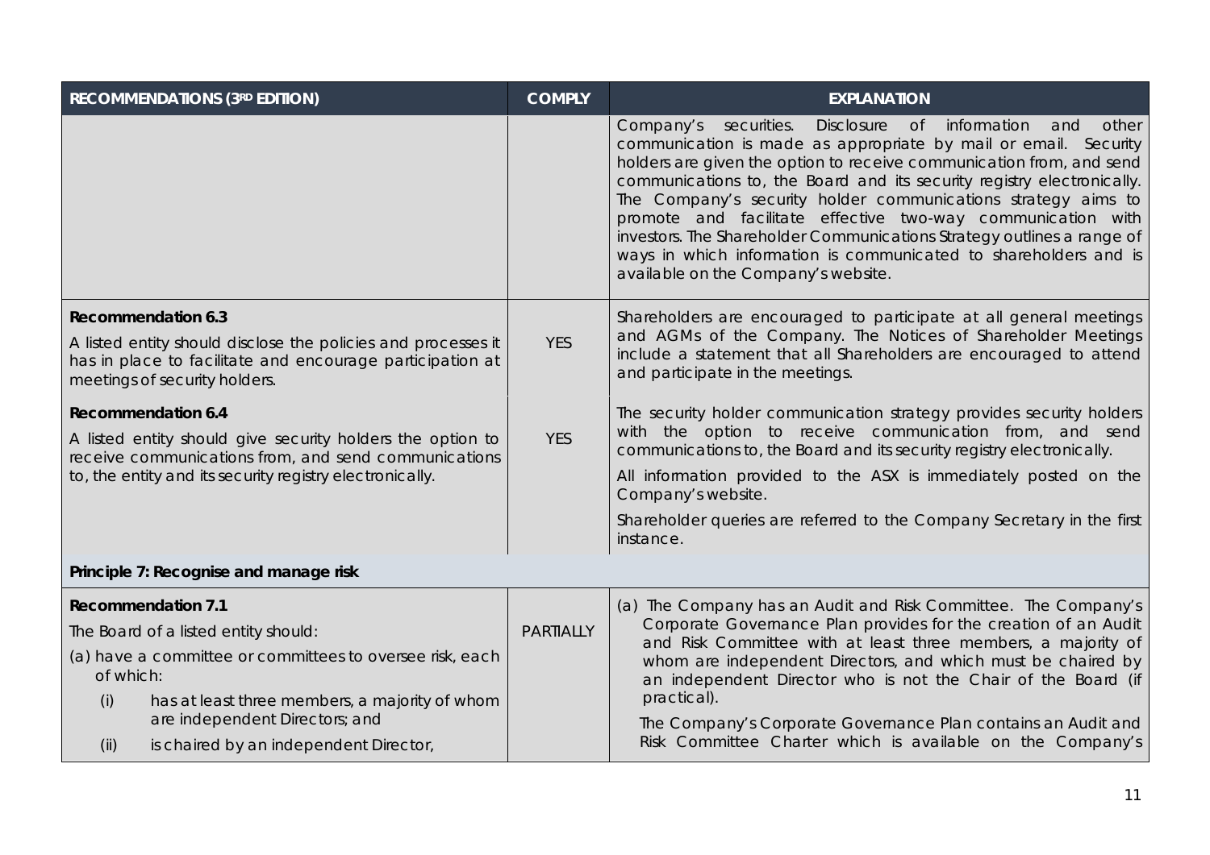| RECOMMENDATIONS (3RD EDITION) | COMPLY | EXPLANATION |
| --- | --- | --- |
| | | Company's securities. Disclosure of information and other communication is made as appropriate by mail or email. Security holders are given the option to receive communication from, and send communications to, the Board and its security registry electronically. The Company's security holder communications strategy aims to promote and facilitate effective two-way communication with investors. The Shareholder Communications Strategy outlines a range of ways in which information is communicated to shareholders and is available on the Company's website. |
| **Recommendation 6.3**<br>A listed entity should disclose the policies and processes it has in place to facilitate and encourage participation at meetings of security holders. | YES | Shareholders are encouraged to participate at all general meetings and AGMs of the Company. The Notices of Shareholder Meetings include a statement that all Shareholders are encouraged to attend and participate in the meetings. |
| **Recommendation 6.4**<br>A listed entity should give security holders the option to receive communications from, and send communications to, the entity and its security registry electronically. | YES | The security holder communication strategy provides security holders with the option to receive communication from, and send communications to, the Board and its security registry electronically.<br>All information provided to the ASX is immediately posted on the Company's website.<br>Shareholder queries are referred to the Company Secretary in the first instance. |
| **Principle 7: Recognise and manage risk** | | |
| **Recommendation 7.1**<br>The Board of a listed entity should:<br>(a) have a committee or committees to oversee risk, each of which:<br>(i) has at least three members, a majority of whom are independent Directors; and<br>(ii) is chaired by an independent Director, | PARTIALLY | (a) The Company has an Audit and Risk Committee. The Company's Corporate Governance Plan provides for the creation of an Audit and Risk Committee with at least three members, a majority of whom are independent Directors, and which must be chaired by an independent Director who is not the Chair of the Board (if practical).<br>The Company's Corporate Governance Plan contains an Audit and Risk Committee Charter which is available on the Company's |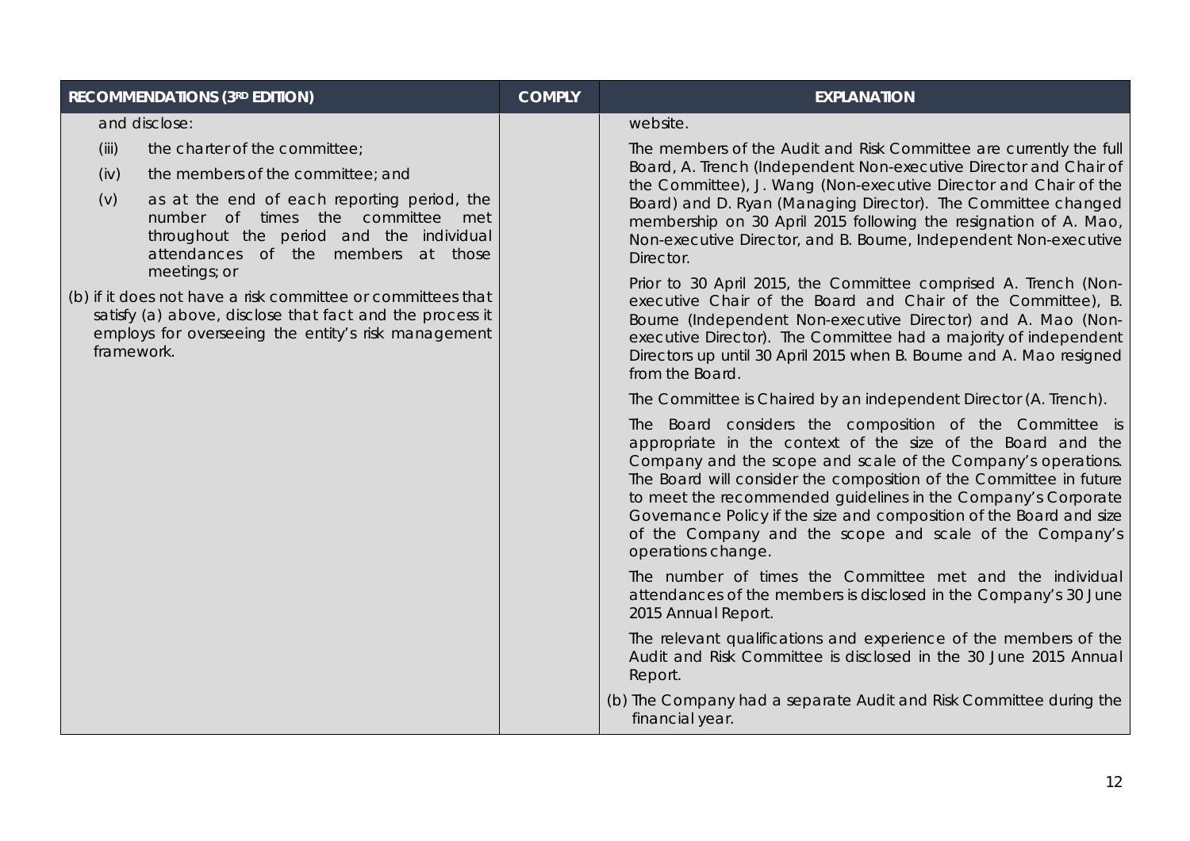| RECOMMENDATIONS (3RD EDITION) | COMPLY | EXPLANATION |
| --- | --- | --- |
| and disclose:<br>(iii) the charter of the committee;<br>(iv) the members of the committee; and<br>(v) as at the end of each reporting period, the number of times the committee met throughout the period and the individual attendances of the members at those meetings; or<br>(b) if it does not have a risk committee or committees that satisfy (a) above, disclose that fact and the process it employs for overseeing the entity's risk management framework. | | website.<br>The members of the Audit and Risk Committee are currently the full Board, A. Trench (Independent Non-executive Director and Chair of the Committee), J. Wang (Non-executive Director and Chair of the Board) and D. Ryan (Managing Director). The Committee changed membership on 30 April 2015 following the resignation of A. Mao, Non-executive Director, and B. Bourne, Independent Non-executive Director.<br>Prior to 30 April 2015, the Committee comprised A. Trench (Non-executive Chair of the Board and Chair of the Committee), B. Bourne (Independent Non-executive Director) and A. Mao (Non-executive Director). The Committee had a majority of independent Directors up until 30 April 2015 when B. Bourne and A. Mao resigned from the Board.<br>The Committee is Chaired by an independent Director (A. Trench).<br>The Board considers the composition of the Committee is appropriate in the context of the size of the Board and the Company and the scope and scale of the Company's operations. The Board will consider the composition of the Committee in future to meet the recommended guidelines in the Company's Corporate Governance Policy if the size and composition of the Board and size of the Company and the scope and scale of the Company's operations change.<br>The number of times the Committee met and the individual attendances of the members is disclosed in the Company's 30 June 2015 Annual Report.<br>The relevant qualifications and experience of the members of the Audit and Risk Committee is disclosed in the 30 June 2015 Annual Report.<br>(b) The Company had a separate Audit and Risk Committee during the financial year. |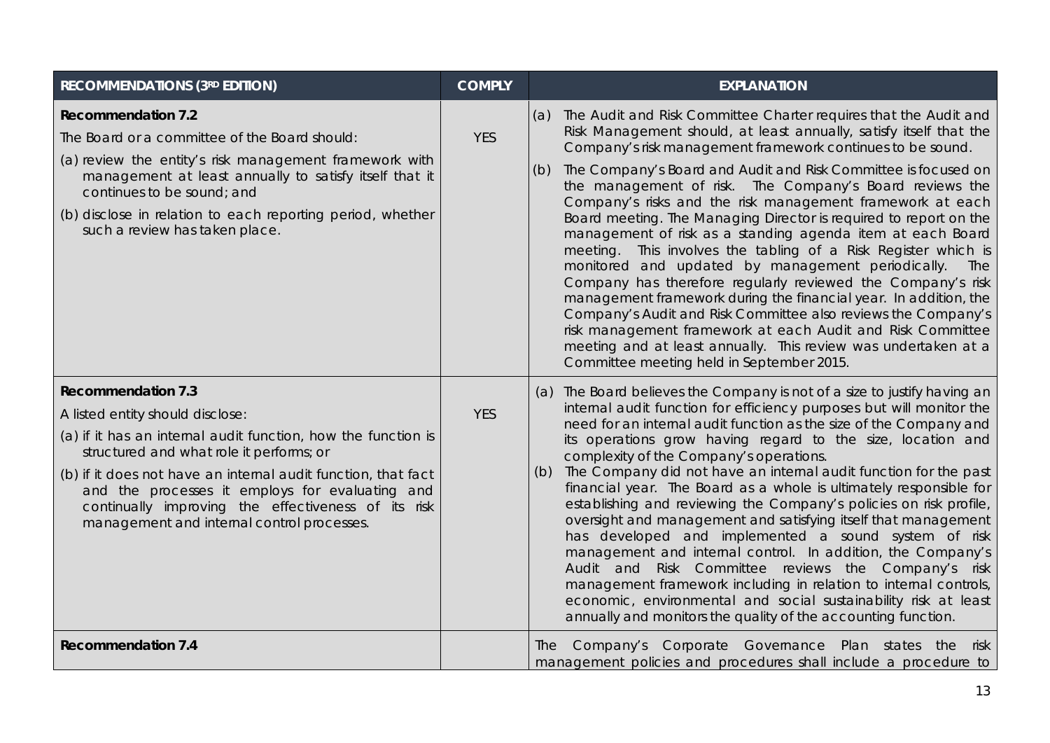| RECOMMENDATIONS (3RD EDITION) | COMPLY | EXPLANATION |
|---|---|---|
| **Recommendation 7.2**<br>The Board or a committee of the Board should:<br>(a) review the entity's risk management framework with management at least annually to satisfy itself that it continues to be sound; and<br>(b) disclose in relation to each reporting period, whether such a review has taken place. | YES | (a) The Audit and Risk Committee Charter requires that the Audit and Risk Management should, at least annually, satisfy itself that the Company's risk management framework continues to be sound.<br>(b) The Company's Board and Audit and Risk Committee is focused on the management of risk. The Company's Board reviews the Company's risks and the risk management framework at each Board meeting. The Managing Director is required to report on the management of risk as a standing agenda item at each Board meeting. This involves the tabling of a Risk Register which is monitored and updated by management periodically. The Company has therefore regularly reviewed the Company's risk management framework during the financial year. In addition, the Company's Audit and Risk Committee also reviews the Company's risk management framework at each Audit and Risk Committee meeting and at least annually. This review was undertaken at a Committee meeting held in September 2015. |
| **Recommendation 7.3**<br>A listed entity should disclose:<br>(a) if it has an internal audit function, how the function is structured and what role it performs; or<br>(b) if it does not have an internal audit function, that fact and the processes it employs for evaluating and continually improving the effectiveness of its risk management and internal control processes. | YES | (a) The Board believes the Company is not of a size to justify having an internal audit function for efficiency purposes but will monitor the need for an internal audit function as the size of the Company and its operations grow having regard to the size, location and complexity of the Company's operations.<br>(b) The Company did not have an internal audit function for the past financial year. The Board as a whole is ultimately responsible for establishing and reviewing the Company's policies on risk profile, oversight and management and satisfying itself that management has developed and implemented a sound system of risk management and internal control. In addition, the Company's Audit and Risk Committee reviews the Company's risk management framework including in relation to internal controls, economic, environmental and social sustainability risk at least annually and monitors the quality of the accounting function. |
| **Recommendation 7.4** | | The Company's Corporate Governance Plan states the risk management policies and procedures shall include a procedure to |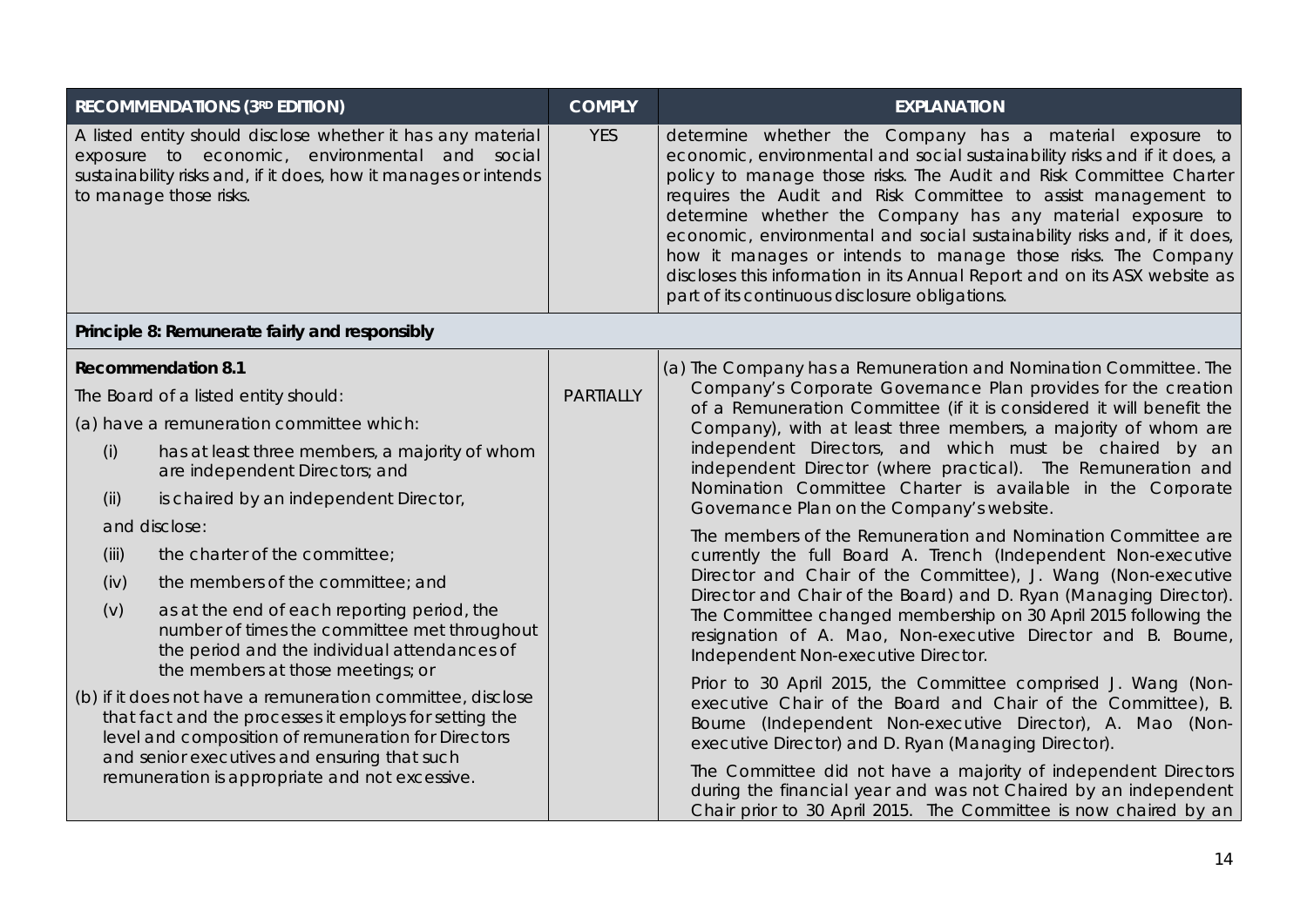| RECOMMENDATIONS (3RD EDITION) | COMPLY | EXPLANATION |
|---|---|---|
| A listed entity should disclose whether it has any material exposure to economic, environmental and social sustainability risks and, if it does, how it manages or intends to manage those risks. | YES | determine whether the Company has a material exposure to economic, environmental and social sustainability risks and if it does, a policy to manage those risks. The Audit and Risk Committee Charter requires the Audit and Risk Committee to assist management to determine whether the Company has any material exposure to economic, environmental and social sustainability risks and, if it does, how it manages or intends to manage those risks. The Company discloses this information in its Annual Report and on its ASX website as part of its continuous disclosure obligations. |
| **Principle 8: Remunerate fairly and responsibly** | | |
| **Recommendation 8.1**<br>The Board of a listed entity should:<br>(a) have a remuneration committee which:<br>(i) has at least three members, a majority of whom are independent Directors; and<br>(ii) is chaired by an independent Director,<br>and disclose:<br>(iii) the charter of the committee;<br>(iv) the members of the committee; and<br>(v) as at the end of each reporting period, the number of times the committee met throughout the period and the individual attendances of the members at those meetings; or<br>(b) if it does not have a remuneration committee, disclose that fact and the processes it employs for setting the level and composition of remuneration for Directors and senior executives and ensuring that such remuneration is appropriate and not excessive. | PARTIALLY | (a) The Company has a Remuneration and Nomination Committee. The Company's Corporate Governance Plan provides for the creation of a Remuneration Committee (if it is considered it will benefit the Company), with at least three members, a majority of whom are independent Directors, and which must be chaired by an independent Director (where practical). The Remuneration and Nomination Committee Charter is available in the Corporate Governance Plan on the Company's website.<br>The members of the Remuneration and Nomination Committee are currently the full Board A. Trench (Independent Non-executive Director and Chair of the Committee), J. Wang (Non-executive Director and Chair of the Board) and D. Ryan (Managing Director). The Committee changed membership on 30 April 2015 following the resignation of A. Mao, Non-executive Director and B. Bourne, Independent Non-executive Director.<br>Prior to 30 April 2015, the Committee comprised J. Wang (Non-executive Chair of the Board and Chair of the Committee), B. Bourne (Independent Non-executive Director), A. Mao (Non-executive Director) and D. Ryan (Managing Director).<br>The Committee did not have a majority of independent Directors during the financial year and was not Chaired by an independent Chair prior to 30 April 2015. The Committee is now chaired by an |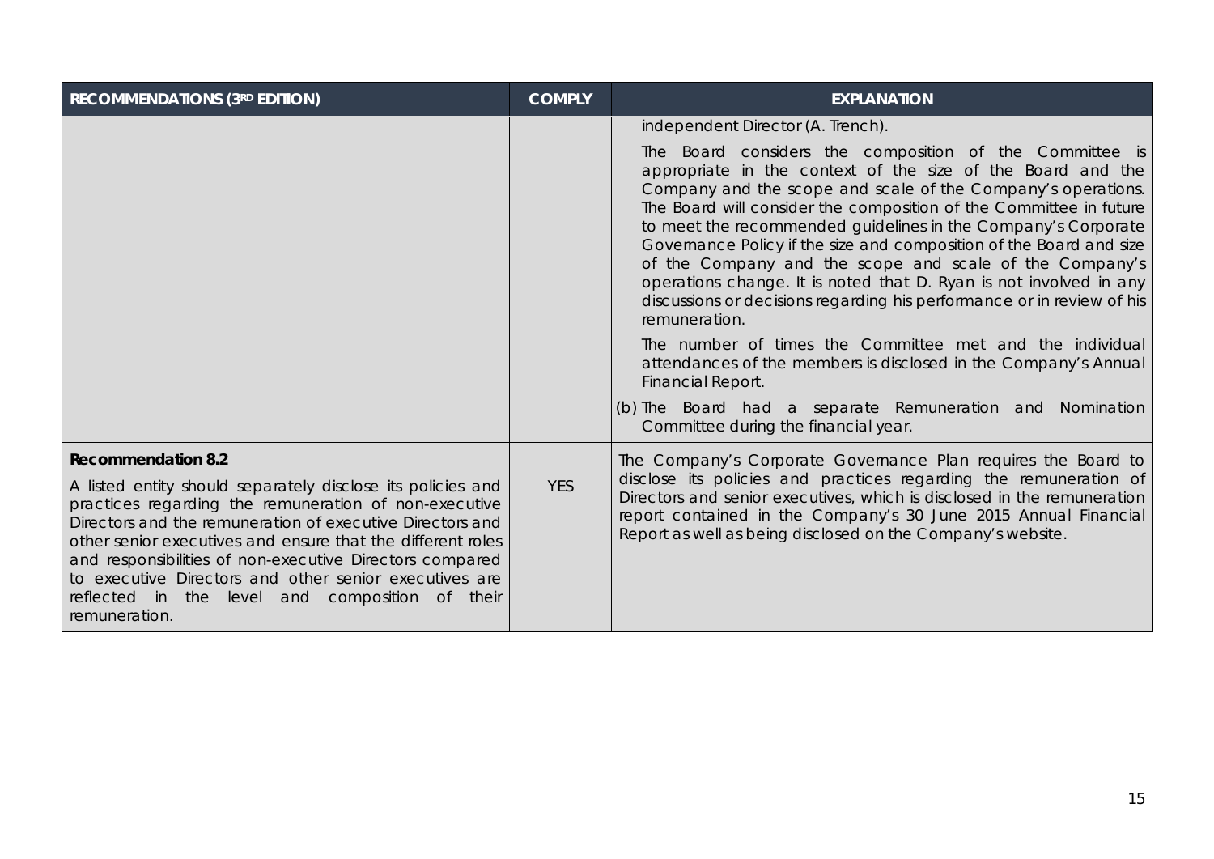| RECOMMENDATIONS (3RD EDITION) | COMPLY | EXPLANATION |
| --- | --- | --- |
| | | independent Director (A. Trench).<br><br>The Board considers the composition of the Committee is appropriate in the context of the size of the Board and the Company and the scope and scale of the Company's operations. The Board will consider the composition of the Committee in future to meet the recommended guidelines in the Company's Corporate Governance Policy if the size and composition of the Board and size of the Company and the scope and scale of the Company's operations change. It is noted that D. Ryan is not involved in any discussions or decisions regarding his performance or in review of his remuneration.<br><br>The number of times the Committee met and the individual attendances of the members is disclosed in the Company's Annual Financial Report.<br><br>(b) The Board had a separate Remuneration and Nomination Committee during the financial year. |
| **Recommendation 8.2**<br><br>A listed entity should separately disclose its policies and practices regarding the remuneration of non-executive Directors and the remuneration of executive Directors and other senior executives and ensure that the different roles and responsibilities of non-executive Directors compared to executive Directors and other senior executives are reflected in the level and composition of their remuneration. | YES | The Company's Corporate Governance Plan requires the Board to disclose its policies and practices regarding the remuneration of Directors and senior executives, which is disclosed in the remuneration report contained in the Company's 30 June 2015 Annual Financial Report as well as being disclosed on the Company's website. |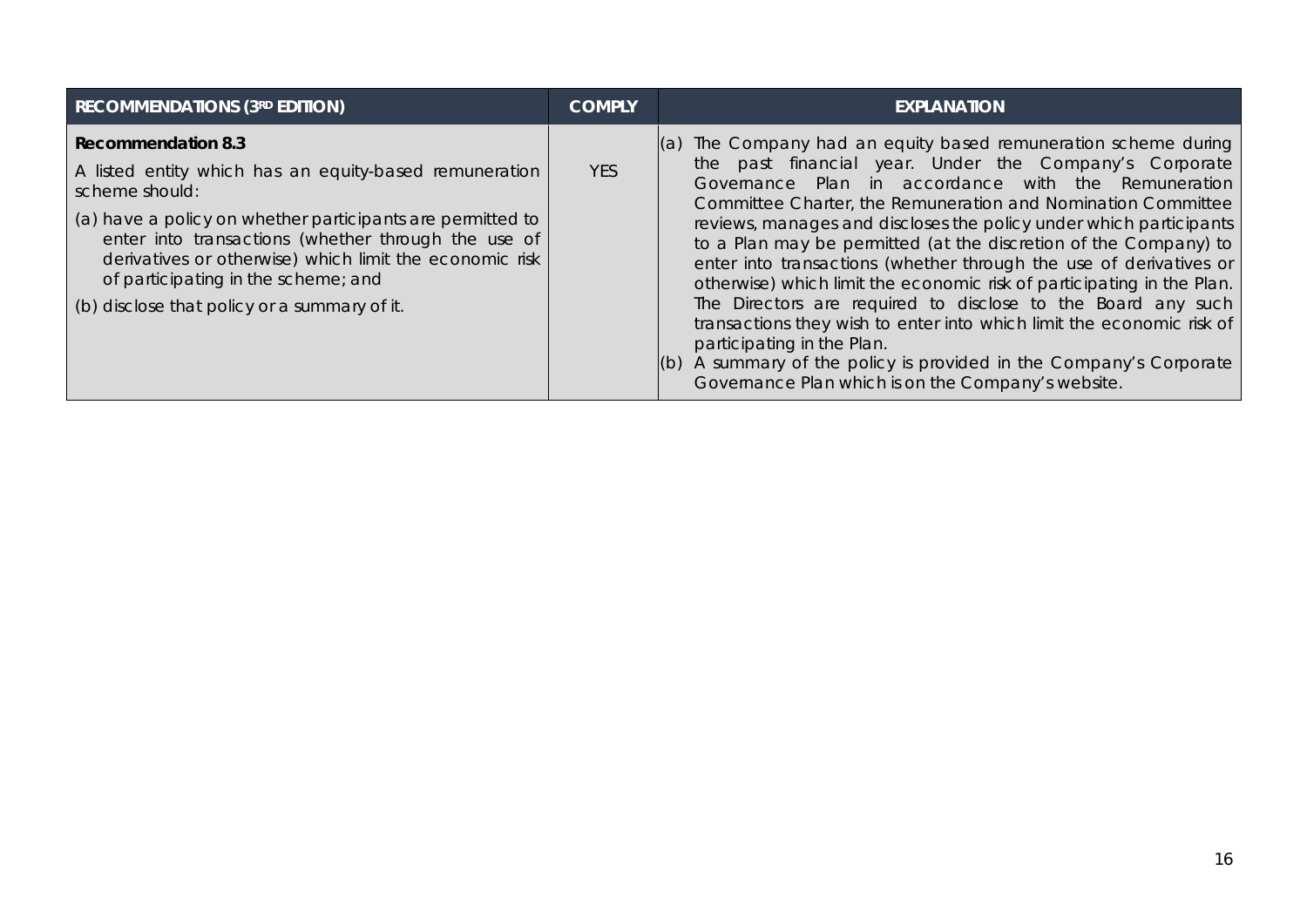| RECOMMENDATIONS (3RD EDITION) | COMPLY | EXPLANATION |
|---|---|---|
| **Recommendation 8.3**<br>A listed entity which has an equity-based remuneration scheme should:<br>(a) have a policy on whether participants are permitted to enter into transactions (whether through the use of derivatives or otherwise) which limit the economic risk of participating in the scheme; and<br>(b) disclose that policy or a summary of it. | YES | (a) The Company had an equity based remuneration scheme during the past financial year. Under the Company's Corporate Governance Plan in accordance with the Remuneration Committee Charter, the Remuneration and Nomination Committee reviews, manages and discloses the policy under which participants to a Plan may be permitted (at the discretion of the Company) to enter into transactions (whether through the use of derivatives or otherwise) which limit the economic risk of participating in the Plan. The Directors are required to disclose to the Board any such transactions they wish to enter into which limit the economic risk of participating in the Plan.<br>(b) A summary of the policy is provided in the Company's Corporate Governance Plan which is on the Company's website. |